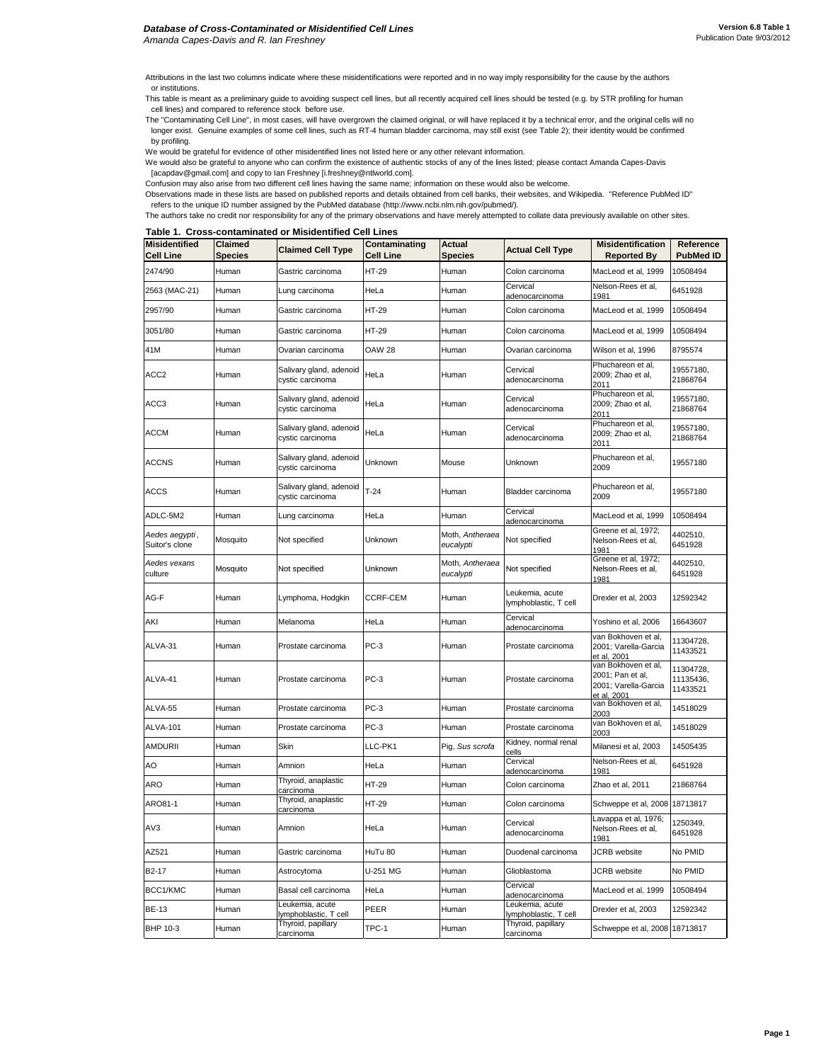# Database of Cross-Contaminated or Misidentified Cell Lines

*Amanda Capes-Davis and R. Ian Freshney*

Version 6.8 Table 1
Publication Date 9/03/2012

Attributions in the last two columns indicate where these misidentifications were reported and in no way imply responsibility for the cause by the authors or institutions.

This table is meant as a preliminary guide to avoiding suspect cell lines, but all recently acquired cell lines should be tested (e.g. by STR profiling for human cell lines) and compared to reference stock before use.

The "Contaminating Cell Line", in most cases, will have overgrown the claimed original, or will have replaced it by a technical error, and the original cells will no longer exist. Genuine examples of some cell lines, such as RT-4 human bladder carcinoma, may still exist (see Table 2); their identity would be confirmed by profiling.

We would be grateful for evidence of other misidentified lines not listed here or any other relevant information.

We would also be grateful to anyone who can confirm the existence of authentic stocks of any of the lines listed; please contact Amanda Capes-Davis [acapdav@gmail.com] and copy to Ian Freshney [i.freshney@ntlworld.com].

Confusion may also arise from two different cell lines having the same name; information on these would also be welcome.

Observations made in these lists are based on published reports and details obtained from cell banks, their websites, and Wikipedia. "Reference PubMed ID" refers to the unique ID number assigned by the PubMed database (http://www.ncbi.nlm.nih.gov/pubmed/).

The authors take no credit nor responsibility for any of the primary observations and have merely attempted to collate data previously available on other sites.

**Table 1. Cross-contaminated or Misidentified Cell Lines**

| Misidentified Cell Line | Claimed Species | Claimed Cell Type | Contaminating Cell Line | Actual Species | Actual Cell Type | Misidentification Reported By | Reference PubMed ID |
|---|---|---|---|---|---|---|---|
| 2474/90 | Human | Gastric carcinoma | HT-29 | Human | Colon carcinoma | MacLeod et al, 1999 | 10508494 |
| 2563 (MAC-21) | Human | Lung carcinoma | HeLa | Human | Cervical adenocarcinoma | Nelson-Rees et al, 1981 | 6451928 |
| 2957/90 | Human | Gastric carcinoma | HT-29 | Human | Colon carcinoma | MacLeod et al, 1999 | 10508494 |
| 3051/80 | Human | Gastric carcinoma | HT-29 | Human | Colon carcinoma | MacLeod et al, 1999 | 10508494 |
| 41M | Human | Ovarian carcinoma | OAW 28 | Human | Ovarian carcinoma | Wilson et al, 1996 | 8795574 |
| ACC2 | Human | Salivary gland, adenoid cystic carcinoma | HeLa | Human | Cervical adenocarcinoma | Phuchareon et al, 2009; Zhao et al, 2011 | 19557180, 21868764 |
| ACC3 | Human | Salivary gland, adenoid cystic carcinoma | HeLa | Human | Cervical adenocarcinoma | Phuchareon et al, 2009; Zhao et al, 2011 | 19557180, 21868764 |
| ACCM | Human | Salivary gland, adenoid cystic carcinoma | HeLa | Human | Cervical adenocarcinoma | Phuchareon et al, 2009; Zhao et al, 2011 | 19557180, 21868764 |
| ACCNS | Human | Salivary gland, adenoid cystic carcinoma | Unknown | Mouse | Unknown | Phuchareon et al, 2009 | 19557180 |
| ACCS | Human | Salivary gland, adenoid cystic carcinoma | T-24 | Human | Bladder carcinoma | Phuchareon et al, 2009 | 19557180 |
| ADLC-5M2 | Human | Lung carcinoma | HeLa | Human | Cervical adenocarcinoma | MacLeod et al, 1999 | 10508494 |
| *Aedes aegypti*, Suitor's clone | Mosquito | Not specified | Unknown | Moth, *Antheraea eucalypti* | Not specified | Greene et al, 1972; Nelson-Rees et al, 1981 | 4402510, 6451928 |
| *Aedes vexans* culture | Mosquito | Not specified | Unknown | Moth, *Antheraea eucalypti* | Not specified | Greene et al, 1972; Nelson-Rees et al, 1981 | 4402510, 6451928 |
| AG-F | Human | Lymphoma, Hodgkin | CCRF-CEM | Human | Leukemia, acute lymphoblastic, T cell | Drexler et al, 2003 | 12592342 |
| AKI | Human | Melanoma | HeLa | Human | Cervical adenocarcinoma | Yoshino et al, 2006 | 16643607 |
| ALVA-31 | Human | Prostate carcinoma | PC-3 | Human | Prostate carcinoma | van Bokhoven et al, 2001; Varella-Garcia et al, 2001 | 11304728, 11433521 |
| ALVA-41 | Human | Prostate carcinoma | PC-3 | Human | Prostate carcinoma | van Bokhoven et al, 2001; Pan et al, 2001; Varella-Garcia et al, 2001 | 11304728, 11135436, 11433521 |
| ALVA-55 | Human | Prostate carcinoma | PC-3 | Human | Prostate carcinoma | van Bokhoven et al, 2003 | 14518029 |
| ALVA-101 | Human | Prostate carcinoma | PC-3 | Human | Prostate carcinoma | van Bokhoven et al, 2003 | 14518029 |
| AMDURII | Human | Skin | LLC-PK1 | Pig, *Sus scrofa* | Kidney, normal renal cells | Milanesi et al, 2003 | 14505435 |
| AO | Human | Amnion | HeLa | Human | Cervical adenocarcinoma | Nelson-Rees et al, 1981 | 6451928 |
| ARO | Human | Thyroid, anaplastic carcinoma | HT-29 | Human | Colon carcinoma | Zhao et al, 2011 | 21868764 |
| ARO81-1 | Human | Thyroid, anaplastic carcinoma | HT-29 | Human | Colon carcinoma | Schweppe et al, 2008 | 18713817 |
| AV3 | Human | Amnion | HeLa | Human | Cervical adenocarcinoma | Lavappa et al, 1976; Nelson-Rees et al, 1981 | 1250349, 6451928 |
| AZ521 | Human | Gastric carcinoma | HuTu 80 | Human | Duodenal carcinoma | JCRB website | No PMID |
| B2-17 | Human | Astrocytoma | U-251 MG | Human | Glioblastoma | JCRB website | No PMID |
| BCC1/KMC | Human | Basal cell carcinoma | HeLa | Human | Cervical adenocarcinoma | MacLeod et al, 1999 | 10508494 |
| BE-13 | Human | Leukemia, acute lymphoblastic, T cell | PEER | Human | Leukemia, acute lymphoblastic, T cell | Drexler et al, 2003 | 12592342 |
| BHP 10-3 | Human | Thyroid, papillary carcinoma | TPC-1 | Human | Thyroid, papillary carcinoma | Schweppe et al, 2008 | 18713817 |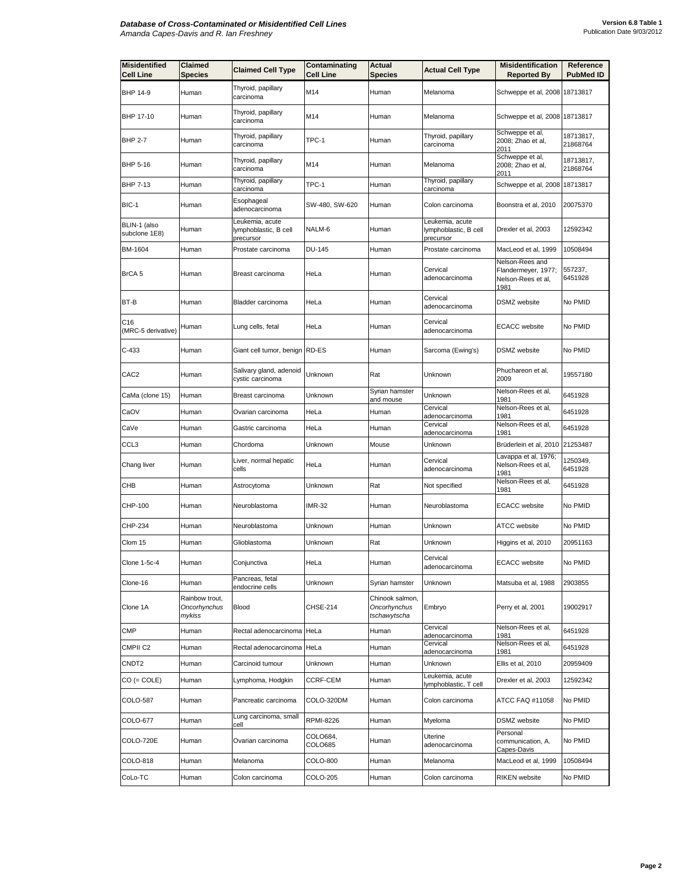| Misidentified Cell Line | Claimed Species | Claimed Cell Type | Contaminating Cell Line | Actual Species | Actual Cell Type | Misidentification Reported By | Reference PubMed ID |
|---|---|---|---|---|---|---|---|
| BHP 14-9 | Human | Thyroid, papillary carcinoma | M14 | Human | Melanoma | Schweppe et al, 2008 | 18713817 |
| BHP 17-10 | Human | Thyroid, papillary carcinoma | M14 | Human | Melanoma | Schweppe et al, 2008 | 18713817 |
| BHP 2-7 | Human | Thyroid, papillary carcinoma | TPC-1 | Human | Thyroid, papillary carcinoma | Schweppe et al, 2008; Zhao et al, 2011 | 18713817, 21868764 |
| BHP 5-16 | Human | Thyroid, papillary carcinoma | M14 | Human | Melanoma | Schweppe et al, 2008; Zhao et al, 2011 | 18713817, 21868764 |
| BHP 7-13 | Human | Thyroid, papillary carcinoma | TPC-1 | Human | Thyroid, papillary carcinoma | Schweppe et al, 2008 | 18713817 |
| BIC-1 | Human | Esophageal adenocarcinoma | SW-480, SW-620 | Human | Colon carcinoma | Boonstra et al, 2010 | 20075370 |
| BLIN-1 (also subclone 1E8) | Human | Leukemia, acute lymphoblastic, B cell precursor | NALM-6 | Human | Leukemia, acute lymphoblastic, B cell precursor | Drexler et al, 2003 | 12592342 |
| BM-1604 | Human | Prostate carcinoma | DU-145 | Human | Prostate carcinoma | MacLeod et al, 1999 | 10508494 |
| BrCA 5 | Human | Breast carcinoma | HeLa | Human | Cervical adenocarcinoma | Nelson-Rees and Flandermeyer, 1977; Nelson-Rees et al, 1981 | 557237, 6451928 |
| BT-B | Human | Bladder carcinoma | HeLa | Human | Cervical adenocarcinoma | DSMZ website | No PMID |
| C16 (MRC-5 derivative) | Human | Lung cells, fetal | HeLa | Human | Cervical adenocarcinoma | ECACC website | No PMID |
| C-433 | Human | Giant cell tumor, benign | RD-ES | Human | Sarcoma (Ewing's) | DSMZ website | No PMID |
| CAC2 | Human | Salivary gland, adenoid cystic carcinoma | Unknown | Rat | Unknown | Phuchareon et al, 2009 | 19557180 |
| CaMa (clone 15) | Human | Breast carcinoma | Unknown | Syrian hamster and mouse | Unknown | Nelson-Rees et al, 1981 | 6451928 |
| CaOV | Human | Ovarian carcinoma | HeLa | Human | Cervical adenocarcinoma | Nelson-Rees et al, 1981 | 6451928 |
| CaVe | Human | Gastric carcinoma | HeLa | Human | Cervical adenocarcinoma | Nelson-Rees et al, 1981 | 6451928 |
| CCL3 | Human | Chordoma | Unknown | Mouse | Unknown | Brüderlein et al, 2010 | 21253487 |
| Chang liver | Human | Liver, normal hepatic cells | HeLa | Human | Cervical adenocarcinoma | Lavappa et al, 1976; Nelson-Rees et al, 1981 | 1250349, 6451928 |
| CHB | Human | Astrocytoma | Unknown | Rat | Not specified | Nelson-Rees et al, 1981 | 6451928 |
| CHP-100 | Human | Neuroblastoma | IMR-32 | Human | Neuroblastoma | ECACC website | No PMID |
| CHP-234 | Human | Neuroblastoma | Unknown | Human | Unknown | ATCC website | No PMID |
| Clom 15 | Human | Glioblastoma | Unknown | Rat | Unknown | Higgins et al, 2010 | 20951163 |
| Clone 1-5c-4 | Human | Conjunctiva | HeLa | Human | Cervical adenocarcinoma | ECACC website | No PMID |
| Clone-16 | Human | Pancreas, fetal endocrine cells | Unknown | Syrian hamster | Unknown | Matsuba et al, 1988 | 2903855 |
| Clone 1A | Rainbow trout, *Oncorhynchus mykiss* | Blood | CHSE-214 | Chinook salmon, *Oncorhynchus tschawytscha* | Embryo | Perry et al, 2001 | 19002917 |
| CMP | Human | Rectal adenocarcinoma | HeLa | Human | Cervical adenocarcinoma | Nelson-Rees et al, 1981 | 6451928 |
| CMPII C2 | Human | Rectal adenocarcinoma | HeLa | Human | Cervical adenocarcinoma | Nelson-Rees et al, 1981 | 6451928 |
| CNDT2 | Human | Carcinoid tumour | Unknown | Human | Unknown | Ellis et al, 2010 | 20959409 |
| CO (= COLE) | Human | Lymphoma, Hodgkin | CCRF-CEM | Human | Leukemia, acute lymphoblastic, T cell | Drexler et al, 2003 | 12592342 |
| COLO-587 | Human | Pancreatic carcinoma | COLO-320DM | Human | Colon carcinoma | ATCC FAQ #11058 | No PMID |
| COLO-677 | Human | Lung carcinoma, small cell | RPMI-8226 | Human | Myeloma | DSMZ website | No PMID |
| COLO-720E | Human | Ovarian carcinoma | COLO684, COLO685 | Human | Uterine adenocarcinoma | Personal communication, A. Capes-Davis | No PMID |
| COLO-818 | Human | Melanoma | COLO-800 | Human | Melanoma | MacLeod et al, 1999 | 10508494 |
| CoLo-TC | Human | Colon carcinoma | COLO-205 | Human | Colon carcinoma | RIKEN website | No PMID |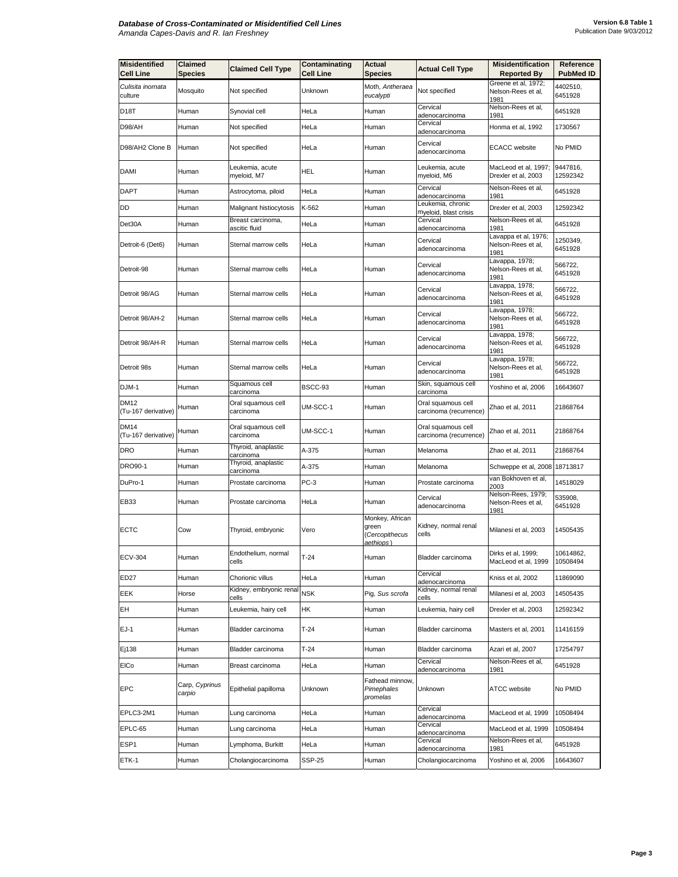| Misidentified Cell Line | Claimed Species | Claimed Cell Type | Contaminating Cell Line | Actual Species | Actual Cell Type | Misidentification Reported By | Reference PubMed ID |
|---|---|---|---|---|---|---|---|
| *Culisita inornata* culture | Mosquito | Not specified | Unknown | Moth, *Antheraea eucalypti* | Not specified | Greene et al, 1972; Nelson-Rees et al, 1981 | 4402510, 6451928 |
| D18T | Human | Synovial cell | HeLa | Human | Cervical adenocarcinoma | Nelson-Rees et al, 1981 | 6451928 |
| D98/AH | Human | Not specified | HeLa | Human | Cervical adenocarcinoma | Honma et al, 1992 | 1730567 |
| D98/AH2 Clone B | Human | Not specified | HeLa | Human | Cervical adenocarcinoma | ECACC website | No PMID |
| DAMI | Human | Leukemia, acute myeloid, M7 | HEL | Human | Leukemia, acute myeloid, M6 | MacLeod et al, 1997; Drexler et al, 2003 | 9447816, 12592342 |
| DAPT | Human | Astrocytoma, piloid | HeLa | Human | Cervical adenocarcinoma | Nelson-Rees et al, 1981 | 6451928 |
| DD | Human | Malignant histiocytosis | K-562 | Human | Leukemia, chronic myeloid, blast crisis | Drexler et al, 2003 | 12592342 |
| Det30A | Human | Breast carcinoma, ascitic fluid | HeLa | Human | Cervical adenocarcinoma | Nelson-Rees et al, 1981 | 6451928 |
| Detroit-6 (Det6) | Human | Sternal marrow cells | HeLa | Human | Cervical adenocarcinoma | Lavappa et al, 1976; Nelson-Rees et al, 1981 | 1250349, 6451928 |
| Detroit-98 | Human | Sternal marrow cells | HeLa | Human | Cervical adenocarcinoma | Lavappa, 1978; Nelson-Rees et al, 1981 | 566722, 6451928 |
| Detroit 98/AG | Human | Sternal marrow cells | HeLa | Human | Cervical adenocarcinoma | Lavappa, 1978; Nelson-Rees et al, 1981 | 566722, 6451928 |
| Detroit 98/AH-2 | Human | Sternal marrow cells | HeLa | Human | Cervical adenocarcinoma | Lavappa, 1978; Nelson-Rees et al, 1981 | 566722, 6451928 |
| Detroit 98/AH-R | Human | Sternal marrow cells | HeLa | Human | Cervical adenocarcinoma | Lavappa, 1978; Nelson-Rees et al, 1981 | 566722, 6451928 |
| Detroit 98s | Human | Sternal marrow cells | HeLa | Human | Cervical adenocarcinoma | Lavappa, 1978; Nelson-Rees et al, 1981 | 566722, 6451928 |
| DJM-1 | Human | Squamous cell carcinoma | BSCC-93 | Human | Skin, squamous cell carcinoma | Yoshino et al, 2006 | 16643607 |
| DM12 (Tu-167 derivative) | Human | Oral squamous cell carcinoma | UM-SCC-1 | Human | Oral squamous cell carcinoma (recurrence) | Zhao et al, 2011 | 21868764 |
| DM14 (Tu-167 derivative) | Human | Oral squamous cell carcinoma | UM-SCC-1 | Human | Oral squamous cell carcinoma (recurrence) | Zhao et al, 2011 | 21868764 |
| DRO | Human | Thyroid, anaplastic carcinoma | A-375 | Human | Melanoma | Zhao et al, 2011 | 21868764 |
| DRO90-1 | Human | Thyroid, anaplastic carcinoma | A-375 | Human | Melanoma | Schweppe et al, 2008 | 18713817 |
| DuPro-1 | Human | Prostate carcinoma | PC-3 | Human | Prostate carcinoma | van Bokhoven et al, 2003 | 14518029 |
| EB33 | Human | Prostate carcinoma | HeLa | Human | Cervical adenocarcinoma | Nelson-Rees, 1979; Nelson-Rees et al, 1981 | 535908, 6451928 |
| ECTC | Cow | Thyroid, embryonic | Vero | Monkey, African green (*Cercopithecus aethiops*) | Kidney, normal renal cells | Milanesi et al, 2003 | 14505435 |
| ECV-304 | Human | Endothelium, normal cells | T-24 | Human | Bladder carcinoma | Dirks et al, 1999; MacLeod et al, 1999 | 10614862, 10508494 |
| ED27 | Human | Chorionic villus | HeLa | Human | Cervical adenocarcinoma | Kniss et al, 2002 | 11869090 |
| EEK | Horse | Kidney, embryonic renal cells | NSK | Pig, *Sus scrofa* | Kidney, normal renal cells | Milanesi et al, 2003 | 14505435 |
| EH | Human | Leukemia, hairy cell | HK | Human | Leukemia, hairy cell | Drexler et al, 2003 | 12592342 |
| EJ-1 | Human | Bladder carcinoma | T-24 | Human | Bladder carcinoma | Masters et al, 2001 | 11416159 |
| Ej138 | Human | Bladder carcinoma | T-24 | Human | Bladder carcinoma | Azari et al, 2007 | 17254797 |
| ElCo | Human | Breast carcinoma | HeLa | Human | Cervical adenocarcinoma | Nelson-Rees et al, 1981 | 6451928 |
| EPC | Carp, *Cyprinus carpio* | Epithelial papilloma | Unknown | Fathead minnow, *Pimephales promelas* | Unknown | ATCC website | No PMID |
| EPLC3-2M1 | Human | Lung carcinoma | HeLa | Human | Cervical adenocarcinoma | MacLeod et al, 1999 | 10508494 |
| EPLC-65 | Human | Lung carcinoma | HeLa | Human | Cervical adenocarcinoma | MacLeod et al, 1999 | 10508494 |
| ESP1 | Human | Lymphoma, Burkitt | HeLa | Human | Cervical adenocarcinoma | Nelson-Rees et al, 1981 | 6451928 |
| ETK-1 | Human | Cholangiocarcinoma | SSP-25 | Human | Cholangiocarcinoma | Yoshino et al, 2006 | 16643607 |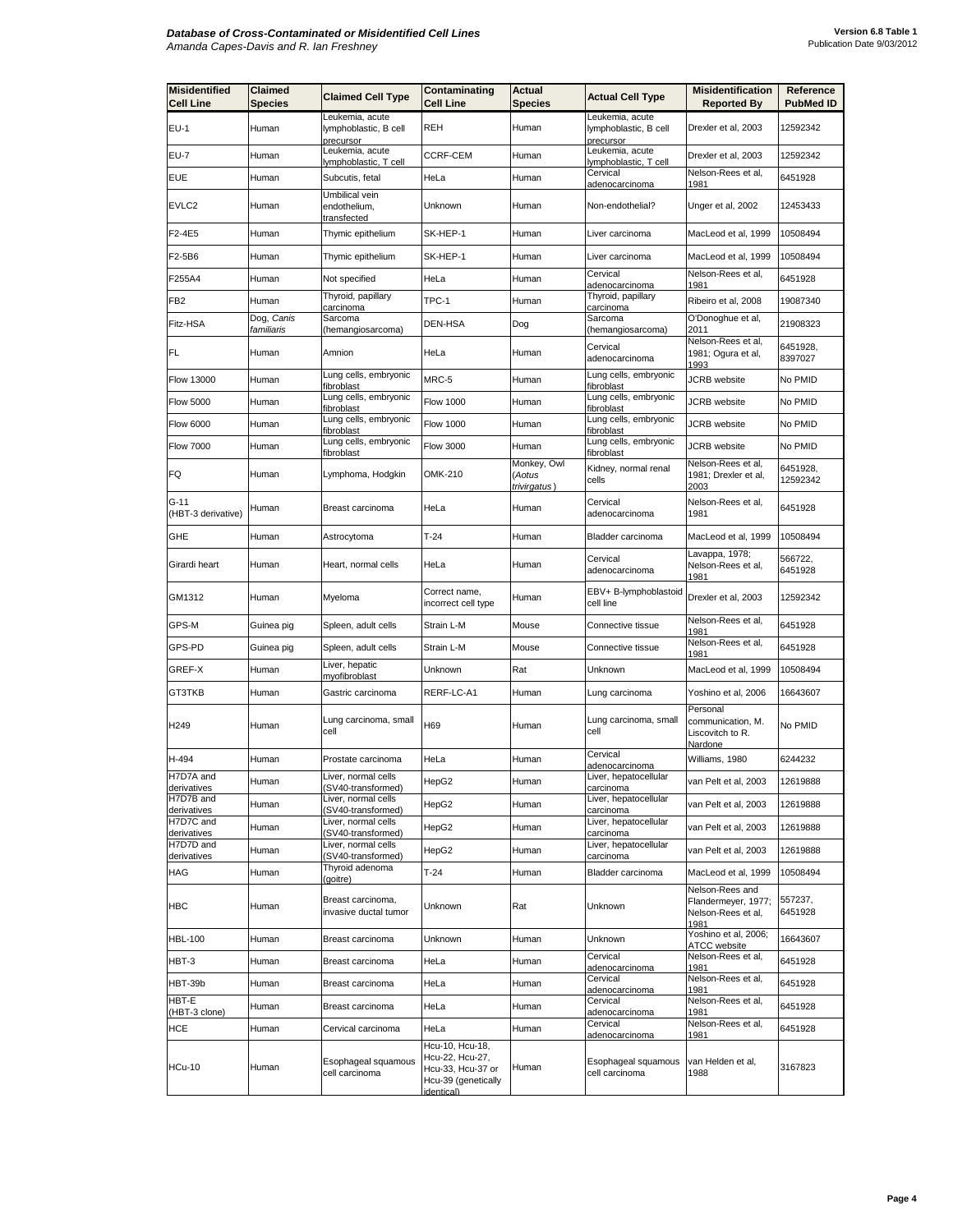| Misidentified Cell Line | Claimed Species | Claimed Cell Type | Contaminating Cell Line | Actual Species | Actual Cell Type | Misidentification Reported By | Reference PubMed ID |
|---|---|---|---|---|---|---|---|
| EU-1 | Human | Leukemia, acute lymphoblastic, B cell precursor | REH | Human | Leukemia, acute lymphoblastic, B cell precursor | Drexler et al, 2003 | 12592342 |
| EU-7 | Human | Leukemia, acute lymphoblastic, T cell | CCRF-CEM | Human | Leukemia, acute lymphoblastic, T cell | Drexler et al, 2003 | 12592342 |
| EUE | Human | Subcutis, fetal | HeLa | Human | Cervical adenocarcinoma | Nelson-Rees et al, 1981 | 6451928 |
| EVLC2 | Human | Umbilical vein endothelium, transfected | Unknown | Human | Non-endothelial? | Unger et al, 2002 | 12453433 |
| F2-4E5 | Human | Thymic epithelium | SK-HEP-1 | Human | Liver carcinoma | MacLeod et al, 1999 | 10508494 |
| F2-5B6 | Human | Thymic epithelium | SK-HEP-1 | Human | Liver carcinoma | MacLeod et al, 1999 | 10508494 |
| F255A4 | Human | Not specified | HeLa | Human | Cervical adenocarcinoma | Nelson-Rees et al, 1981 | 6451928 |
| FB2 | Human | Thyroid, papillary carcinoma | TPC-1 | Human | Thyroid, papillary carcinoma | Ribeiro et al, 2008 | 19087340 |
| Fitz-HSA | Dog, *Canis familiaris* | Sarcoma (hemangiosarcoma) | DEN-HSA | Dog | Sarcoma (hemangiosarcoma) | O'Donoghue et al, 2011 | 21908323 |
| FL | Human | Amnion | HeLa | Human | Cervical adenocarcinoma | Nelson-Rees et al, 1981; Ogura et al, 1993 | 6451928, 8397027 |
| Flow 13000 | Human | Lung cells, embryonic fibroblast | MRC-5 | Human | Lung cells, embryonic fibroblast | JCRB website | No PMID |
| Flow 5000 | Human | Lung cells, embryonic fibroblast | Flow 1000 | Human | Lung cells, embryonic fibroblast | JCRB website | No PMID |
| Flow 6000 | Human | Lung cells, embryonic fibroblast | Flow 1000 | Human | Lung cells, embryonic fibroblast | JCRB website | No PMID |
| Flow 7000 | Human | Lung cells, embryonic fibroblast | Flow 3000 | Human | Lung cells, embryonic fibroblast | JCRB website | No PMID |
| FQ | Human | Lymphoma, Hodgkin | OMK-210 | Monkey, Owl (*Aotus trivirgatus*) | Kidney, normal renal cells | Nelson-Rees et al, 1981; Drexler et al, 2003 | 6451928, 12592342 |
| G-11 (HBT-3 derivative) | Human | Breast carcinoma | HeLa | Human | Cervical adenocarcinoma | Nelson-Rees et al, 1981 | 6451928 |
| GHE | Human | Astrocytoma | T-24 | Human | Bladder carcinoma | MacLeod et al, 1999 | 10508494 |
| Girardi heart | Human | Heart, normal cells | HeLa | Human | Cervical adenocarcinoma | Lavappa, 1978; Nelson-Rees et al, 1981 | 566722, 6451928 |
| GM1312 | Human | Myeloma | Correct name, incorrect cell type | Human | EBV+ B-lymphoblastoid cell line | Drexler et al, 2003 | 12592342 |
| GPS-M | Guinea pig | Spleen, adult cells | Strain L-M | Mouse | Connective tissue | Nelson-Rees et al, 1981 | 6451928 |
| GPS-PD | Guinea pig | Spleen, adult cells | Strain L-M | Mouse | Connective tissue | Nelson-Rees et al, 1981 | 6451928 |
| GREF-X | Human | Liver, hepatic myofibroblast | Unknown | Rat | Unknown | MacLeod et al, 1999 | 10508494 |
| GT3TKB | Human | Gastric carcinoma | RERF-LC-A1 | Human | Lung carcinoma | Yoshino et al, 2006 | 16643607 |
| H249 | Human | Lung carcinoma, small cell | H69 | Human | Lung carcinoma, small cell | Personal communication, M. Liscovitch to R. Nardone | No PMID |
| H-494 | Human | Prostate carcinoma | HeLa | Human | Cervical adenocarcinoma | Williams, 1980 | 6244232 |
| H7D7A and derivatives | Human | Liver, normal cells (SV40-transformed) | HepG2 | Human | Liver, hepatocellular carcinoma | van Pelt et al, 2003 | 12619888 |
| H7D7B and derivatives | Human | Liver, normal cells (SV40-transformed) | HepG2 | Human | Liver, hepatocellular carcinoma | van Pelt et al, 2003 | 12619888 |
| H7D7C and derivatives | Human | Liver, normal cells (SV40-transformed) | HepG2 | Human | Liver, hepatocellular carcinoma | van Pelt et al, 2003 | 12619888 |
| H7D7D and derivatives | Human | Liver, normal cells (SV40-transformed) | HepG2 | Human | Liver, hepatocellular carcinoma | van Pelt et al, 2003 | 12619888 |
| HAG | Human | Thyroid adenoma (goitre) | T-24 | Human | Bladder carcinoma | MacLeod et al, 1999 | 10508494 |
| HBC | Human | Breast carcinoma, invasive ductal tumor | Unknown | Rat | Unknown | Nelson-Rees and Flandermeyer, 1977; Nelson-Rees et al, 1981 | 557237, 6451928 |
| HBL-100 | Human | Breast carcinoma | Unknown | Human | Unknown | Yoshino et al, 2006; ATCC website | 16643607 |
| HBT-3 | Human | Breast carcinoma | HeLa | Human | Cervical adenocarcinoma | Nelson-Rees et al, 1981 | 6451928 |
| HBT-39b | Human | Breast carcinoma | HeLa | Human | Cervical adenocarcinoma | Nelson-Rees et al, 1981 | 6451928 |
| HBT-E (HBT-3 clone) | Human | Breast carcinoma | HeLa | Human | Cervical adenocarcinoma | Nelson-Rees et al, 1981 | 6451928 |
| HCE | Human | Cervical carcinoma | HeLa | Human | Cervical adenocarcinoma | Nelson-Rees et al, 1981 | 6451928 |
| HCu-10 | Human | Esophageal squamous cell carcinoma | Hcu-10, Hcu-18, Hcu-22, Hcu-27, Hcu-33, Hcu-37 or Hcu-39 (genetically identical) | Human | Esophageal squamous cell carcinoma | van Helden et al, 1988 | 3167823 |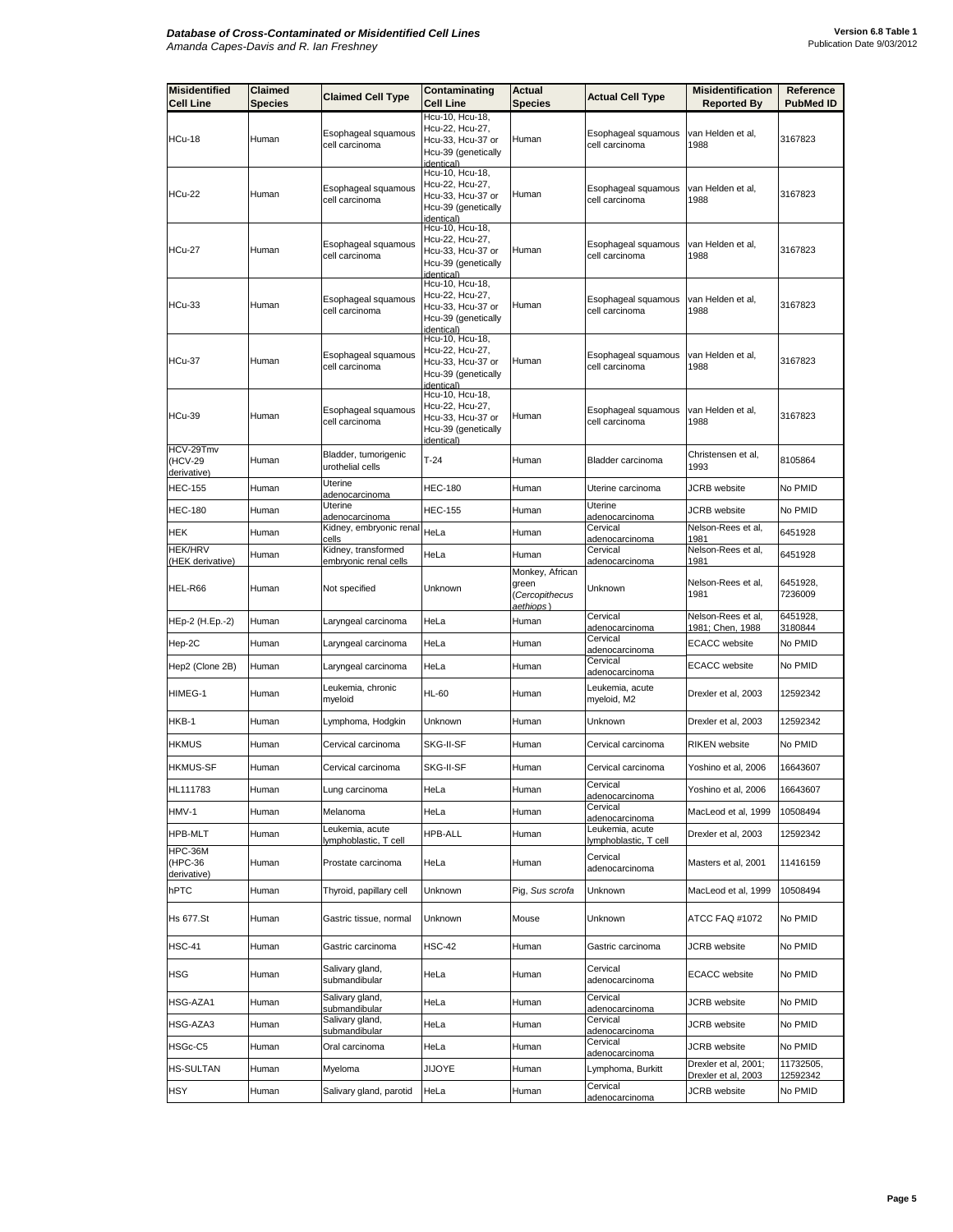| Misidentified Cell Line | Claimed Species | Claimed Cell Type | Contaminating Cell Line | Actual Species | Actual Cell Type | Misidentification Reported By | Reference PubMed ID |
|---|---|---|---|---|---|---|---|
| HCu-18 | Human | Esophageal squamous cell carcinoma | Hcu-10, Hcu-18, Hcu-22, Hcu-27, Hcu-33, Hcu-37 or Hcu-39 (genetically identical) | Human | Esophageal squamous cell carcinoma | van Helden et al, 1988 | 3167823 |
| HCu-22 | Human | Esophageal squamous cell carcinoma | Hcu-10, Hcu-18, Hcu-22, Hcu-27, Hcu-33, Hcu-37 or Hcu-39 (genetically identical) | Human | Esophageal squamous cell carcinoma | van Helden et al, 1988 | 3167823 |
| HCu-27 | Human | Esophageal squamous cell carcinoma | Hcu-10, Hcu-18, Hcu-22, Hcu-27, Hcu-33, Hcu-37 or Hcu-39 (genetically identical) | Human | Esophageal squamous cell carcinoma | van Helden et al, 1988 | 3167823 |
| HCu-33 | Human | Esophageal squamous cell carcinoma | Hcu-10, Hcu-18, Hcu-22, Hcu-27, Hcu-33, Hcu-37 or Hcu-39 (genetically identical) | Human | Esophageal squamous cell carcinoma | van Helden et al, 1988 | 3167823 |
| HCu-37 | Human | Esophageal squamous cell carcinoma | Hcu-10, Hcu-18, Hcu-22, Hcu-27, Hcu-33, Hcu-37 or Hcu-39 (genetically identical) | Human | Esophageal squamous cell carcinoma | van Helden et al, 1988 | 3167823 |
| HCu-39 | Human | Esophageal squamous cell carcinoma | Hcu-10, Hcu-18, Hcu-22, Hcu-27, Hcu-33, Hcu-37 or Hcu-39 (genetically identical) | Human | Esophageal squamous cell carcinoma | van Helden et al, 1988 | 3167823 |
| HCV-29Tmv (HCV-29 derivative) | Human | Bladder, tumorigenic urothelial cells | T-24 | Human | Bladder carcinoma | Christensen et al, 1993 | 8105864 |
| HEC-155 | Human | Uterine adenocarcinoma | HEC-180 | Human | Uterine carcinoma | JCRB website | No PMID |
| HEC-180 | Human | Uterine adenocarcinoma | HEC-155 | Human | Uterine adenocarcinoma | JCRB website | No PMID |
| HEK | Human | Kidney, embryonic renal cells | HeLa | Human | Cervical adenocarcinoma | Nelson-Rees et al, 1981 | 6451928 |
| HEK/HRV (HEK derivative) | Human | Kidney, transformed embryonic renal cells | HeLa | Human | Cervical adenocarcinoma | Nelson-Rees et al, 1981 | 6451928 |
| HEL-R66 | Human | Not specified | Unknown | Monkey, African green (*Cercopithecus aethiops*) | Unknown | Nelson-Rees et al, 1981 | 6451928, 7236009 |
| HEp-2 (H.Ep.-2) | Human | Laryngeal carcinoma | HeLa | Human | Cervical adenocarcinoma | Nelson-Rees et al, 1981; Chen, 1988 | 6451928, 3180844 |
| Hep-2C | Human | Laryngeal carcinoma | HeLa | Human | Cervical adenocarcinoma | ECACC website | No PMID |
| Hep2 (Clone 2B) | Human | Laryngeal carcinoma | HeLa | Human | Cervical adenocarcinoma | ECACC website | No PMID |
| HIMEG-1 | Human | Leukemia, chronic myeloid | HL-60 | Human | Leukemia, acute myeloid, M2 | Drexler et al, 2003 | 12592342 |
| HKB-1 | Human | Lymphoma, Hodgkin | Unknown | Human | Unknown | Drexler et al, 2003 | 12592342 |
| HKMUS | Human | Cervical carcinoma | SKG-II-SF | Human | Cervical carcinoma | RIKEN website | No PMID |
| HKMUS-SF | Human | Cervical carcinoma | SKG-II-SF | Human | Cervical carcinoma | Yoshino et al, 2006 | 16643607 |
| HL111783 | Human | Lung carcinoma | HeLa | Human | Cervical adenocarcinoma | Yoshino et al, 2006 | 16643607 |
| HMV-1 | Human | Melanoma | HeLa | Human | Cervical adenocarcinoma | MacLeod et al, 1999 | 10508494 |
| HPB-MLT | Human | Leukemia, acute lymphoblastic, T cell | HPB-ALL | Human | Leukemia, acute lymphoblastic, T cell | Drexler et al, 2003 | 12592342 |
| HPC-36M (HPC-36 derivative) | Human | Prostate carcinoma | HeLa | Human | Cervical adenocarcinoma | Masters et al, 2001 | 11416159 |
| hPTC | Human | Thyroid, papillary cell | Unknown | Pig, *Sus scrofa* | Unknown | MacLeod et al, 1999 | 10508494 |
| Hs 677.St | Human | Gastric tissue, normal | Unknown | Mouse | Unknown | ATCC FAQ #1072 | No PMID |
| HSC-41 | Human | Gastric carcinoma | HSC-42 | Human | Gastric carcinoma | JCRB website | No PMID |
| HSG | Human | Salivary gland, submandibular | HeLa | Human | Cervical adenocarcinoma | ECACC website | No PMID |
| HSG-AZA1 | Human | Salivary gland, submandibular | HeLa | Human | Cervical adenocarcinoma | JCRB website | No PMID |
| HSG-AZA3 | Human | Salivary gland, submandibular | HeLa | Human | Cervical adenocarcinoma | JCRB website | No PMID |
| HSGc-C5 | Human | Oral carcinoma | HeLa | Human | Cervical adenocarcinoma | JCRB website | No PMID |
| HS-SULTAN | Human | Myeloma | JIJOYE | Human | Lymphoma, Burkitt | Drexler et al, 2001; Drexler et al, 2003 | 11732505, 12592342 |
| HSY | Human | Salivary gland, parotid | HeLa | Human | Cervical adenocarcinoma | JCRB website | No PMID |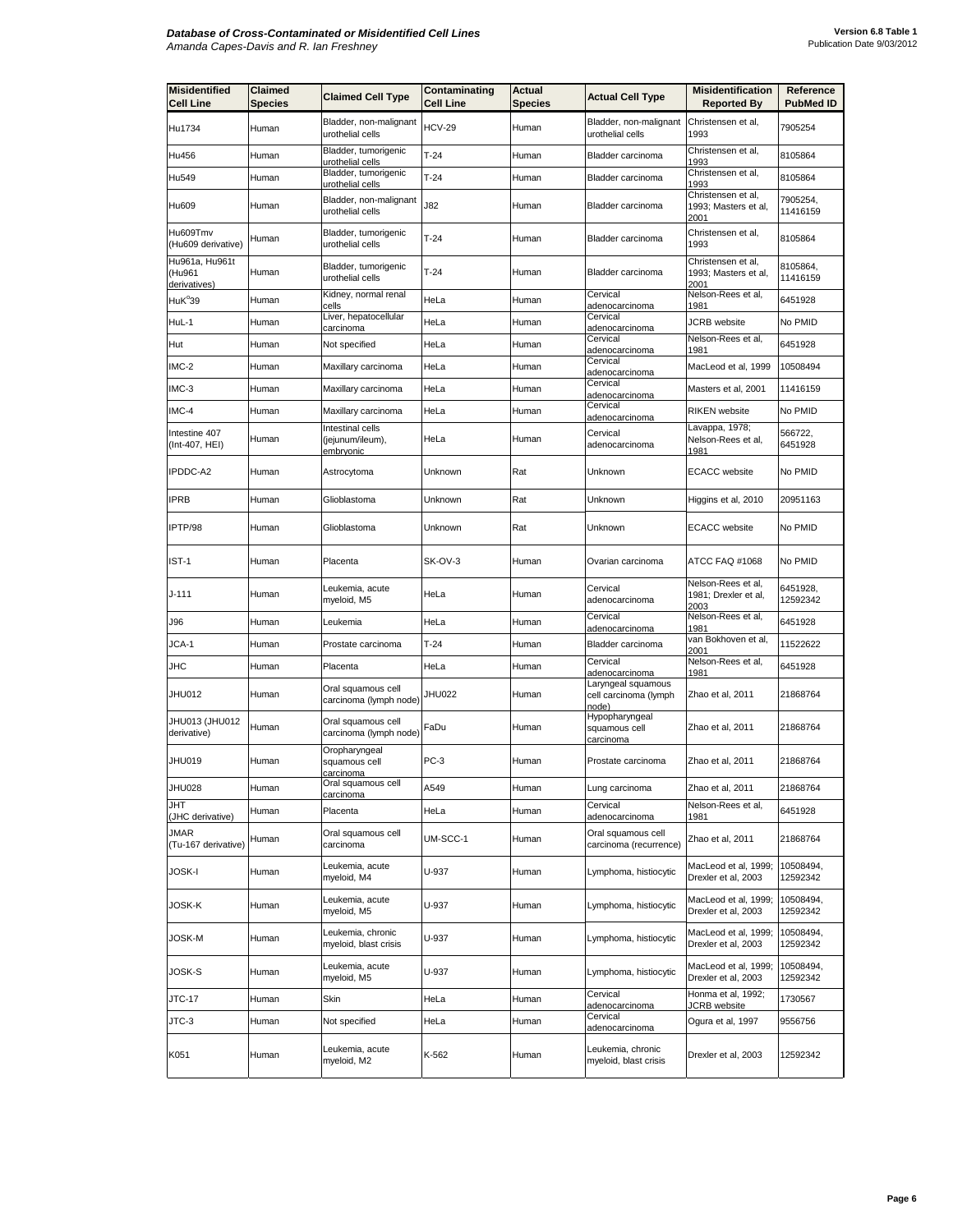| Misidentified Cell Line | Claimed Species | Claimed Cell Type | Contaminating Cell Line | Actual Species | Actual Cell Type | Misidentification Reported By | Reference PubMed ID |
|---|---|---|---|---|---|---|---|
| Hu1734 | Human | Bladder, non-malignant urothelial cells | HCV-29 | Human | Bladder, non-malignant urothelial cells | Christensen et al, 1993 | 7905254 |
| Hu456 | Human | Bladder, tumorigenic urothelial cells | T-24 | Human | Bladder carcinoma | Christensen et al, 1993 | 8105864 |
| Hu549 | Human | Bladder, tumorigenic urothelial cells | T-24 | Human | Bladder carcinoma | Christensen et al, 1993 | 8105864 |
| Hu609 | Human | Bladder, non-malignant urothelial cells | J82 | Human | Bladder carcinoma | Christensen et al, 1993; Masters et al, 2001 | 7905254, 11416159 |
| Hu609Tmv (Hu609 derivative) | Human | Bladder, tumorigenic urothelial cells | T-24 | Human | Bladder carcinoma | Christensen et al, 1993 | 8105864 |
| Hu961a, Hu961t (Hu961 derivatives) | Human | Bladder, tumorigenic urothelial cells | T-24 | Human | Bladder carcinoma | Christensen et al, 1993; Masters et al, 2001 | 8105864, 11416159 |
| HuK°39 | Human | Kidney, normal renal cells | HeLa | Human | Cervical adenocarcinoma | Nelson-Rees et al, 1981 | 6451928 |
| HuL-1 | Human | Liver, hepatocellular carcinoma | HeLa | Human | Cervical adenocarcinoma | JCRB website | No PMID |
| Hut | Human | Not specified | HeLa | Human | Cervical adenocarcinoma | Nelson-Rees et al, 1981 | 6451928 |
| IMC-2 | Human | Maxillary carcinoma | HeLa | Human | Cervical adenocarcinoma | MacLeod et al, 1999 | 10508494 |
| IMC-3 | Human | Maxillary carcinoma | HeLa | Human | Cervical adenocarcinoma | Masters et al, 2001 | 11416159 |
| IMC-4 | Human | Maxillary carcinoma | HeLa | Human | Cervical adenocarcinoma | RIKEN website | No PMID |
| Intestine 407 (Int-407, HEI) | Human | Intestinal cells (jejunum/ileum), embryonic | HeLa | Human | Cervical adenocarcinoma | Lavappa, 1978; Nelson-Rees et al, 1981 | 566722, 6451928 |
| IPDDC-A2 | Human | Astrocytoma | Unknown | Rat | Unknown | ECACC website | No PMID |
| IPRB | Human | Glioblastoma | Unknown | Rat | Unknown | Higgins et al, 2010 | 20951163 |
| IPTP/98 | Human | Glioblastoma | Unknown | Rat | Unknown | ECACC website | No PMID |
| IST-1 | Human | Placenta | SK-OV-3 | Human | Ovarian carcinoma | ATCC FAQ #1068 | No PMID |
| J-111 | Human | Leukemia, acute myeloid, M5 | HeLa | Human | Cervical adenocarcinoma | Nelson-Rees et al, 1981; Drexler et al, 2003 | 6451928, 12592342 |
| J96 | Human | Leukemia | HeLa | Human | Cervical adenocarcinoma | Nelson-Rees et al, 1981 | 6451928 |
| JCA-1 | Human | Prostate carcinoma | T-24 | Human | Bladder carcinoma | van Bokhoven et al, 2001 | 11522622 |
| JHC | Human | Placenta | HeLa | Human | Cervical adenocarcinoma | Nelson-Rees et al, 1981 | 6451928 |
| JHU012 | Human | Oral squamous cell carcinoma (lymph node) | JHU022 | Human | Laryngeal squamous cell carcinoma (lymph node) | Zhao et al, 2011 | 21868764 |
| JHU013 (JHU012 derivative) | Human | Oral squamous cell carcinoma (lymph node) | FaDu | Human | Hypopharyngeal squamous cell carcinoma | Zhao et al, 2011 | 21868764 |
| JHU019 | Human | Oropharyngeal squamous cell carcinoma | PC-3 | Human | Prostate carcinoma | Zhao et al, 2011 | 21868764 |
| JHU028 | Human | Oral squamous cell carcinoma | A549 | Human | Lung carcinoma | Zhao et al, 2011 | 21868764 |
| JHT (JHC derivative) | Human | Placenta | HeLa | Human | Cervical adenocarcinoma | Nelson-Rees et al, 1981 | 6451928 |
| JMAR (Tu-167 derivative) | Human | Oral squamous cell carcinoma | UM-SCC-1 | Human | Oral squamous cell carcinoma (recurrence) | Zhao et al, 2011 | 21868764 |
| JOSK-I | Human | Leukemia, acute myeloid, M4 | U-937 | Human | Lymphoma, histiocytic | MacLeod et al, 1999; Drexler et al, 2003 | 10508494, 12592342 |
| JOSK-K | Human | Leukemia, acute myeloid, M5 | U-937 | Human | Lymphoma, histiocytic | MacLeod et al, 1999; Drexler et al, 2003 | 10508494, 12592342 |
| JOSK-M | Human | Leukemia, chronic myeloid, blast crisis | U-937 | Human | Lymphoma, histiocytic | MacLeod et al, 1999; Drexler et al, 2003 | 10508494, 12592342 |
| JOSK-S | Human | Leukemia, acute myeloid, M5 | U-937 | Human | Lymphoma, histiocytic | MacLeod et al, 1999; Drexler et al, 2003 | 10508494, 12592342 |
| JTC-17 | Human | Skin | HeLa | Human | Cervical adenocarcinoma | Honma et al, 1992; JCRB website | 1730567 |
| JTC-3 | Human | Not specified | HeLa | Human | Cervical adenocarcinoma | Ogura et al, 1997 | 9556756 |
| K051 | Human | Leukemia, acute myeloid, M2 | K-562 | Human | Leukemia, chronic myeloid, blast crisis | Drexler et al, 2003 | 12592342 |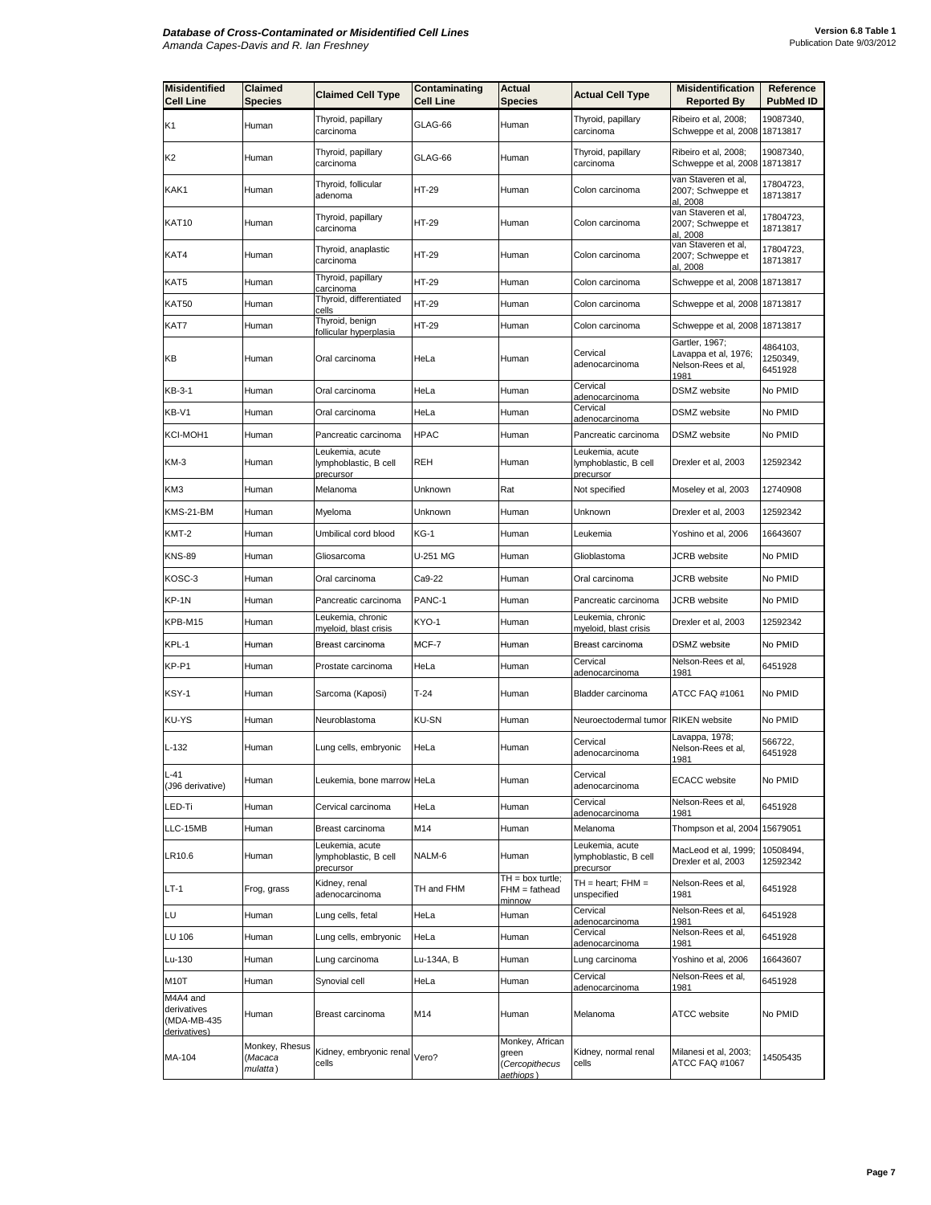| Misidentified Cell Line | Claimed Species | Claimed Cell Type | Contaminating Cell Line | Actual Species | Actual Cell Type | Misidentification Reported By | Reference PubMed ID |
|---|---|---|---|---|---|---|---|
| K1 | Human | Thyroid, papillary carcinoma | GLAG-66 | Human | Thyroid, papillary carcinoma | Ribeiro et al, 2008; Schweppe et al, 2008 | 19087340, 18713817 |
| K2 | Human | Thyroid, papillary carcinoma | GLAG-66 | Human | Thyroid, papillary carcinoma | Ribeiro et al, 2008; Schweppe et al, 2008 | 19087340, 18713817 |
| KAK1 | Human | Thyroid, follicular adenoma | HT-29 | Human | Colon carcinoma | van Staveren et al, 2007; Schweppe et al, 2008 | 17804723, 18713817 |
| KAT10 | Human | Thyroid, papillary carcinoma | HT-29 | Human | Colon carcinoma | van Staveren et al, 2007; Schweppe et al, 2008 | 17804723, 18713817 |
| KAT4 | Human | Thyroid, anaplastic carcinoma | HT-29 | Human | Colon carcinoma | van Staveren et al, 2007; Schweppe et al, 2008 | 17804723, 18713817 |
| KAT5 | Human | Thyroid, papillary carcinoma | HT-29 | Human | Colon carcinoma | Schweppe et al, 2008 | 18713817 |
| KAT50 | Human | Thyroid, differentiated cells | HT-29 | Human | Colon carcinoma | Schweppe et al, 2008 | 18713817 |
| KAT7 | Human | Thyroid, benign follicular hyperplasia | HT-29 | Human | Colon carcinoma | Schweppe et al, 2008 | 18713817 |
| KB | Human | Oral carcinoma | HeLa | Human | Cervical adenocarcinoma | Gartler, 1967; Lavappa et al, 1976; Nelson-Rees et al, 1981 | 4864103, 1250349, 6451928 |
| KB-3-1 | Human | Oral carcinoma | HeLa | Human | Cervical adenocarcinoma | DSMZ website | No PMID |
| KB-V1 | Human | Oral carcinoma | HeLa | Human | Cervical adenocarcinoma | DSMZ website | No PMID |
| KCI-MOH1 | Human | Pancreatic carcinoma | HPAC | Human | Pancreatic carcinoma | DSMZ website | No PMID |
| KM-3 | Human | Leukemia, acute lymphoblastic, B cell precursor | REH | Human | Leukemia, acute lymphoblastic, B cell precursor | Drexler et al, 2003 | 12592342 |
| KM3 | Human | Melanoma | Unknown | Rat | Not specified | Moseley et al, 2003 | 12740908 |
| KMS-21-BM | Human | Myeloma | Unknown | Human | Unknown | Drexler et al, 2003 | 12592342 |
| KMT-2 | Human | Umbilical cord blood | KG-1 | Human | Leukemia | Yoshino et al, 2006 | 16643607 |
| KNS-89 | Human | Gliosarcoma | U-251 MG | Human | Glioblastoma | JCRB website | No PMID |
| KOSC-3 | Human | Oral carcinoma | Ca9-22 | Human | Oral carcinoma | JCRB website | No PMID |
| KP-1N | Human | Pancreatic carcinoma | PANC-1 | Human | Pancreatic carcinoma | JCRB website | No PMID |
| KPB-M15 | Human | Leukemia, chronic myeloid, blast crisis | KYO-1 | Human | Leukemia, chronic myeloid, blast crisis | Drexler et al, 2003 | 12592342 |
| KPL-1 | Human | Breast carcinoma | MCF-7 | Human | Breast carcinoma | DSMZ website | No PMID |
| KP-P1 | Human | Prostate carcinoma | HeLa | Human | Cervical adenocarcinoma | Nelson-Rees et al, 1981 | 6451928 |
| KSY-1 | Human | Sarcoma (Kaposi) | T-24 | Human | Bladder carcinoma | ATCC FAQ #1061 | No PMID |
| KU-YS | Human | Neuroblastoma | KU-SN | Human | Neuroectodermal tumor | RIKEN website | No PMID |
| L-132 | Human | Lung cells, embryonic | HeLa | Human | Cervical adenocarcinoma | Lavappa, 1978; Nelson-Rees et al, 1981 | 566722, 6451928 |
| L-41 (J96 derivative) | Human | Leukemia, bone marrow | HeLa | Human | Cervical adenocarcinoma | ECACC website | No PMID |
| LED-Ti | Human | Cervical carcinoma | HeLa | Human | Cervical adenocarcinoma | Nelson-Rees et al, 1981 | 6451928 |
| LLC-15MB | Human | Breast carcinoma | M14 | Human | Melanoma | Thompson et al, 2004 | 15679051 |
| LR10.6 | Human | Leukemia, acute lymphoblastic, B cell precursor | NALM-6 | Human | Leukemia, acute lymphoblastic, B cell precursor | MacLeod et al, 1999; Drexler et al, 2003 | 10508494, 12592342 |
| LT-1 | Frog, grass | Kidney, renal adenocarcinoma | TH and FHM | TH = box turtle; FHM = fathead minnow | TH = heart; FHM = unspecified | Nelson-Rees et al, 1981 | 6451928 |
| LU | Human | Lung cells, fetal | HeLa | Human | Cervical adenocarcinoma | Nelson-Rees et al, 1981 | 6451928 |
| LU 106 | Human | Lung cells, embryonic | HeLa | Human | Cervical adenocarcinoma | Nelson-Rees et al, 1981 | 6451928 |
| Lu-130 | Human | Lung carcinoma | Lu-134A, B | Human | Lung carcinoma | Yoshino et al, 2006 | 16643607 |
| M10T | Human | Synovial cell | HeLa | Human | Cervical adenocarcinoma | Nelson-Rees et al, 1981 | 6451928 |
| M4A4 and derivatives (MDA-MB-435 derivatives) | Human | Breast carcinoma | M14 | Human | Melanoma | ATCC website | No PMID |
| MA-104 | Monkey, Rhesus (*Macaca mulatta*) | Kidney, embryonic renal cells | Vero? | Monkey, African green (*Cercopithecus aethiops*) | Kidney, normal renal cells | Milanesi et al, 2003; ATCC FAQ #1067 | 14505435 |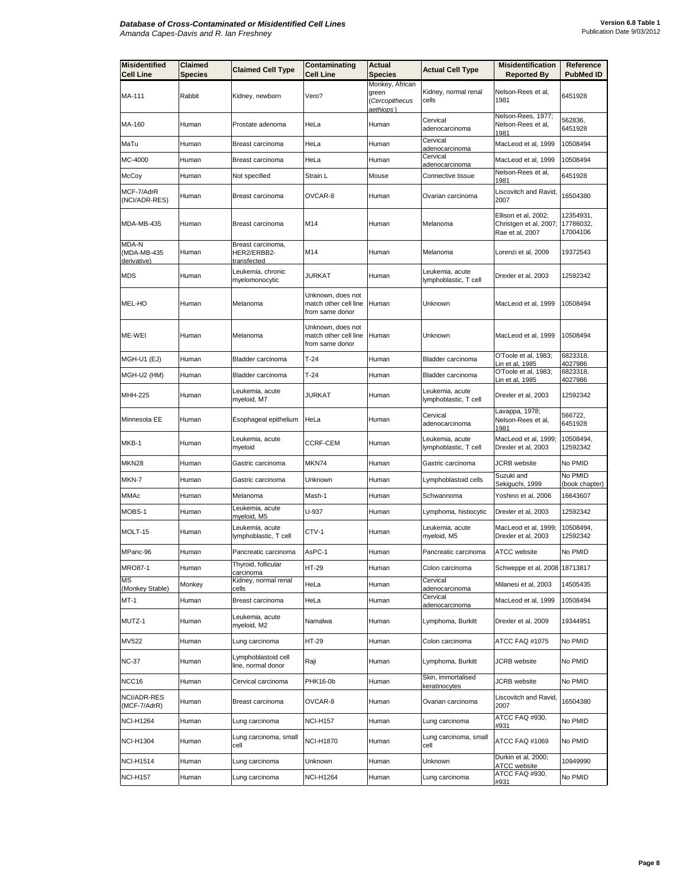| Misidentified Cell Line | Claimed Species | Claimed Cell Type | Contaminating Cell Line | Actual Species | Actual Cell Type | Misidentification Reported By | Reference PubMed ID |
|---|---|---|---|---|---|---|---|
| MA-111 | Rabbit | Kidney, newborn | Vero? | Monkey, African green (*Cercopithecus aethiops*) | Kidney, normal renal cells | Nelson-Rees et al, 1981 | 6451928 |
| MA-160 | Human | Prostate adenoma | HeLa | Human | Cervical adenocarcinoma | Nelson-Rees, 1977; Nelson-Rees et al, 1981 | 562836, 6451928 |
| MaTu | Human | Breast carcinoma | HeLa | Human | Cervical adenocarcinoma | MacLeod et al, 1999 | 10508494 |
| MC-4000 | Human | Breast carcinoma | HeLa | Human | Cervical adenocarcinoma | MacLeod et al, 1999 | 10508494 |
| McCoy | Human | Not specified | Strain L | Mouse | Connective tissue | Nelson-Rees et al, 1981 | 6451928 |
| MCF-7/AdrR (NCI/ADR-RES) | Human | Breast carcinoma | OVCAR-8 | Human | Ovarian carcinoma | Liscovitch and Ravid, 2007 | 16504380 |
| MDA-MB-435 | Human | Breast carcinoma | M14 | Human | Melanoma | Ellison et al, 2002; Christgen et al, 2007; Rae et al, 2007 | 12354931, 17786032, 17004106 |
| MDA-N (MDA-MB-435 derivative) | Human | Breast carcinoma, HER2/ERBB2-transfected | M14 | Human | Melanoma | Lorenzi et al, 2009 | 19372543 |
| MDS | Human | Leukemia, chronic myelomonocytic | JURKAT | Human | Leukemia, acute lymphoblastic, T cell | Drexler et al, 2003 | 12592342 |
| MEL-HO | Human | Melanoma | Unknown, does not match other cell line from same donor | Human | Unknown | MacLeod et al, 1999 | 10508494 |
| ME-WEI | Human | Melanoma | Unknown, does not match other cell line from same donor | Human | Unknown | MacLeod et al, 1999 | 10508494 |
| MGH-U1 (EJ) | Human | Bladder carcinoma | T-24 | Human | Bladder carcinoma | O'Toole et al, 1983; Lin et al, 1985 | 6823318, 4027986 |
| MGH-U2 (HM) | Human | Bladder carcinoma | T-24 | Human | Bladder carcinoma | O'Toole et al, 1983; Lin et al, 1985 | 6823318, 4027986 |
| MHH-225 | Human | Leukemia, acute myeloid, M7 | JURKAT | Human | Leukemia, acute lymphoblastic, T cell | Drexler et al, 2003 | 12592342 |
| Minnesota EE | Human | Esophageal epithelium | HeLa | Human | Cervical adenocarcinoma | Lavappa, 1978; Nelson-Rees et al, 1981 | 566722, 6451928 |
| MKB-1 | Human | Leukemia, acute myeloid | CCRF-CEM | Human | Leukemia, acute lymphoblastic, T cell | MacLeod et al, 1999; Drexler et al, 2003 | 10508494, 12592342 |
| MKN28 | Human | Gastric carcinoma | MKN74 | Human | Gastric carcinoma | JCRB website | No PMID |
| MKN-7 | Human | Gastric carcinoma | Unknown | Human | Lymphoblastoid cells | Suzuki and Sekiguchi, 1999 | No PMID (book chapter) |
| MMAc | Human | Melanoma | Mash-1 | Human | Schwannoma | Yoshino et al, 2006 | 16643607 |
| MOBS-1 | Human | Leukemia, acute myeloid, M5 | U-937 | Human | Lymphoma, histiocytic | Drexler et al, 2003 | 12592342 |
| MOLT-15 | Human | Leukemia, acute lymphoblastic, T cell | CTV-1 | Human | Leukemia, acute myeloid, M5 | MacLeod et al, 1999; Drexler et al, 2003 | 10508494, 12592342 |
| MPanc-96 | Human | Pancreatic carcinoma | AsPC-1 | Human | Pancreatic carcinoma | ATCC website | No PMID |
| MRO87-1 | Human | Thyroid, follicular carcinoma | HT-29 | Human | Colon carcinoma | Schweppe et al, 2008 | 18713817 |
| MS (Monkey Stable) | Monkey | Kidney, normal renal cells | HeLa | Human | Cervical adenocarcinoma | Milanesi et al, 2003 | 14505435 |
| MT-1 | Human | Breast carcinoma | HeLa | Human | Cervical adenocarcinoma | MacLeod et al, 1999 | 10508494 |
| MUTZ-1 | Human | Leukemia, acute myeloid, M2 | Namalwa | Human | Lymphoma, Burkitt | Drexler et al, 2009 | 19344951 |
| MV522 | Human | Lung carcinoma | HT-29 | Human | Colon carcinoma | ATCC FAQ #1075 | No PMID |
| NC-37 | Human | Lymphoblastoid cell line, normal donor | Raji | Human | Lymphoma, Burkitt | JCRB website | No PMID |
| NCC16 | Human | Cervical carcinoma | PHK16-0b | Human | Skin, immortalised keratinocytes | JCRB website | No PMID |
| NCI/ADR-RES (MCF-7/AdrR) | Human | Breast carcinoma | OVCAR-8 | Human | Ovarian carcinoma | Liscovitch and Ravid, 2007 | 16504380 |
| NCI-H1264 | Human | Lung carcinoma | NCI-H157 | Human | Lung carcinoma | ATCC FAQ #930, #931 | No PMID |
| NCI-H1304 | Human | Lung carcinoma, small cell | NCI-H1870 | Human | Lung carcinoma, small cell | ATCC FAQ #1069 | No PMID |
| NCI-H1514 | Human | Lung carcinoma | Unknown | Human | Unknown | Durkin et al, 2000; ATCC website | 10949990 |
| NCI-H157 | Human | Lung carcinoma | NCI-H1264 | Human | Lung carcinoma | ATCC FAQ #930, #931 | No PMID |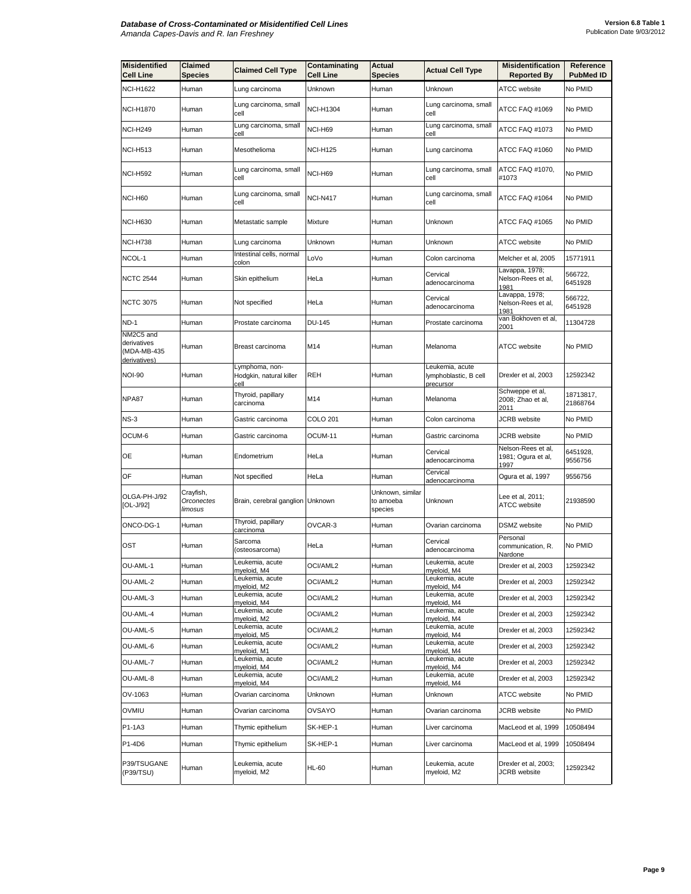| Misidentified Cell Line | Claimed Species | Claimed Cell Type | Contaminating Cell Line | Actual Species | Actual Cell Type | Misidentification Reported By | Reference PubMed ID |
|---|---|---|---|---|---|---|---|
| NCI-H1622 | Human | Lung carcinoma | Unknown | Human | Unknown | ATCC website | No PMID |
| NCI-H1870 | Human | Lung carcinoma, small cell | NCI-H1304 | Human | Lung carcinoma, small cell | ATCC FAQ #1069 | No PMID |
| NCI-H249 | Human | Lung carcinoma, small cell | NCI-H69 | Human | Lung carcinoma, small cell | ATCC FAQ #1073 | No PMID |
| NCI-H513 | Human | Mesothelioma | NCI-H125 | Human | Lung carcinoma | ATCC FAQ #1060 | No PMID |
| NCI-H592 | Human | Lung carcinoma, small cell | NCI-H69 | Human | Lung carcinoma, small cell | ATCC FAQ #1070, #1073 | No PMID |
| NCI-H60 | Human | Lung carcinoma, small cell | NCI-N417 | Human | Lung carcinoma, small cell | ATCC FAQ #1064 | No PMID |
| NCI-H630 | Human | Metastatic sample | Mixture | Human | Unknown | ATCC FAQ #1065 | No PMID |
| NCI-H738 | Human | Lung carcinoma | Unknown | Human | Unknown | ATCC website | No PMID |
| NCOL-1 | Human | Intestinal cells, normal colon | LoVo | Human | Colon carcinoma | Melcher et al, 2005 | 15771911 |
| NCTC 2544 | Human | Skin epithelium | HeLa | Human | Cervical adenocarcinoma | Lavappa, 1978; Nelson-Rees et al, 1981 | 566722, 6451928 |
| NCTC 3075 | Human | Not specified | HeLa | Human | Cervical adenocarcinoma | Lavappa, 1978; Nelson-Rees et al, 1981 | 566722, 6451928 |
| ND-1 | Human | Prostate carcinoma | DU-145 | Human | Prostate carcinoma | van Bokhoven et al, 2001 | 11304728 |
| NM2C5 and derivatives (MDA-MB-435 derivatives) | Human | Breast carcinoma | M14 | Human | Melanoma | ATCC website | No PMID |
| NOI-90 | Human | Lymphoma, non-Hodgkin, natural killer cell | REH | Human | Leukemia, acute lymphoblastic, B cell precursor | Drexler et al, 2003 | 12592342 |
| NPA87 | Human | Thyroid, papillary carcinoma | M14 | Human | Melanoma | Schweppe et al, 2008; Zhao et al, 2011 | 18713817, 21868764 |
| NS-3 | Human | Gastric carcinoma | COLO 201 | Human | Colon carcinoma | JCRB website | No PMID |
| OCUM-6 | Human | Gastric carcinoma | OCUM-11 | Human | Gastric carcinoma | JCRB website | No PMID |
| OE | Human | Endometrium | HeLa | Human | Cervical adenocarcinoma | Nelson-Rees et al, 1981; Ogura et al, 1997 | 6451928, 9556756 |
| OF | Human | Not specified | HeLa | Human | Cervical adenocarcinoma | Ogura et al, 1997 | 9556756 |
| OLGA-PH-J/92 [OL-J/92] | Crayfish, *Orconectes limosus* | Brain, cerebral ganglion | Unknown | Unknown, similar to amoeba species | Unknown | Lee et al, 2011; ATCC website | 21938590 |
| ONCO-DG-1 | Human | Thyroid, papillary carcinoma | OVCAR-3 | Human | Ovarian carcinoma | DSMZ website | No PMID |
| OST | Human | Sarcoma (osteosarcoma) | HeLa | Human | Cervical adenocarcinoma | Personal communication, R. Nardone | No PMID |
| OU-AML-1 | Human | Leukemia, acute myeloid, M4 | OCI/AML2 | Human | Leukemia, acute myeloid, M4 | Drexler et al, 2003 | 12592342 |
| OU-AML-2 | Human | Leukemia, acute myeloid, M2 | OCI/AML2 | Human | Leukemia, acute myeloid, M4 | Drexler et al, 2003 | 12592342 |
| OU-AML-3 | Human | Leukemia, acute myeloid, M4 | OCI/AML2 | Human | Leukemia, acute myeloid, M4 | Drexler et al, 2003 | 12592342 |
| OU-AML-4 | Human | Leukemia, acute myeloid, M2 | OCI/AML2 | Human | Leukemia, acute myeloid, M4 | Drexler et al, 2003 | 12592342 |
| OU-AML-5 | Human | Leukemia, acute myeloid, M5 | OCI/AML2 | Human | Leukemia, acute myeloid, M4 | Drexler et al, 2003 | 12592342 |
| OU-AML-6 | Human | Leukemia, acute myeloid, M1 | OCI/AML2 | Human | Leukemia, acute myeloid, M4 | Drexler et al, 2003 | 12592342 |
| OU-AML-7 | Human | Leukemia, acute myeloid, M4 | OCI/AML2 | Human | Leukemia, acute myeloid, M4 | Drexler et al, 2003 | 12592342 |
| OU-AML-8 | Human | Leukemia, acute myeloid, M4 | OCI/AML2 | Human | Leukemia, acute myeloid, M4 | Drexler et al, 2003 | 12592342 |
| OV-1063 | Human | Ovarian carcinoma | Unknown | Human | Unknown | ATCC website | No PMID |
| OVMIU | Human | Ovarian carcinoma | OVSAYO | Human | Ovarian carcinoma | JCRB website | No PMID |
| P1-1A3 | Human | Thymic epithelium | SK-HEP-1 | Human | Liver carcinoma | MacLeod et al, 1999 | 10508494 |
| P1-4D6 | Human | Thymic epithelium | SK-HEP-1 | Human | Liver carcinoma | MacLeod et al, 1999 | 10508494 |
| P39/TSUGANE (P39/TSU) | Human | Leukemia, acute myeloid, M2 | HL-60 | Human | Leukemia, acute myeloid, M2 | Drexler et al, 2003; JCRB website | 12592342 |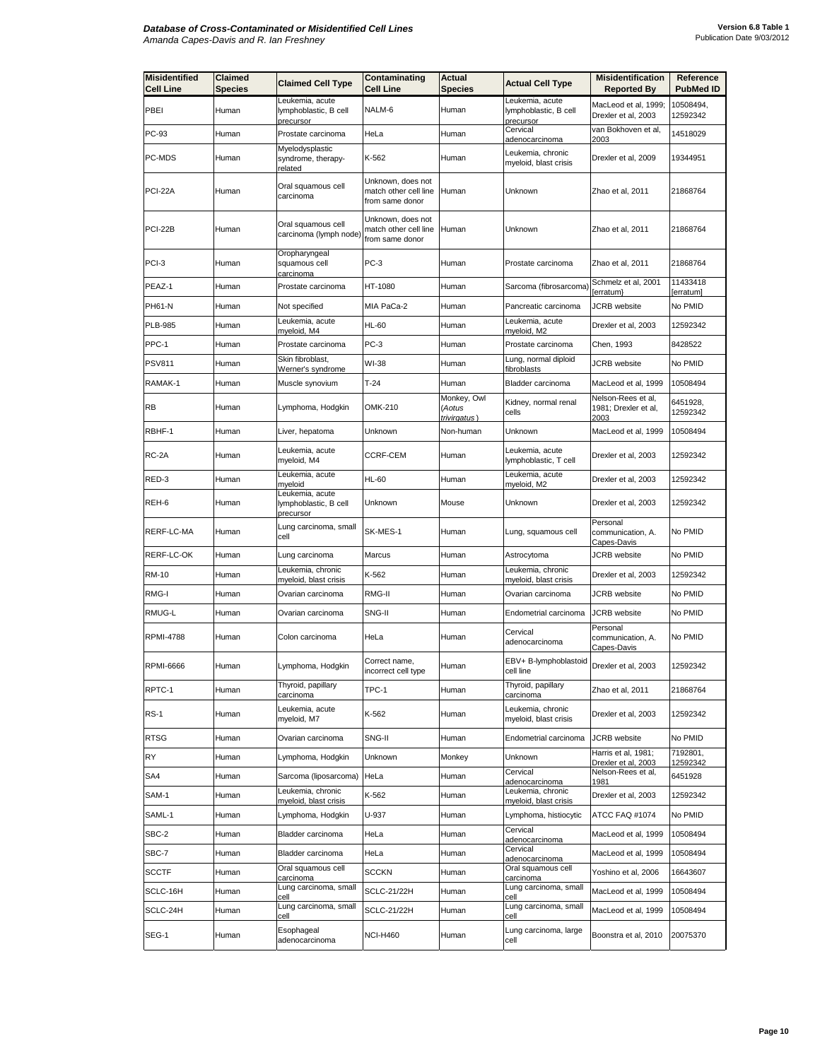| Misidentified Cell Line | Claimed Species | Claimed Cell Type | Contaminating Cell Line | Actual Species | Actual Cell Type | Misidentification Reported By | Reference PubMed ID |
|---|---|---|---|---|---|---|---|
| PBEI | Human | Leukemia, acute lymphoblastic, B cell precursor | NALM-6 | Human | Leukemia, acute lymphoblastic, B cell precursor | MacLeod et al, 1999; Drexler et al, 2003 | 10508494, 12592342 |
| PC-93 | Human | Prostate carcinoma | HeLa | Human | Cervical adenocarcinoma | van Bokhoven et al, 2003 | 14518029 |
| PC-MDS | Human | Myelodysplastic syndrome, therapy-related | K-562 | Human | Leukemia, chronic myeloid, blast crisis | Drexler et al, 2009 | 19344951 |
| PCI-22A | Human | Oral squamous cell carcinoma | Unknown, does not match other cell line from same donor | Human | Unknown | Zhao et al, 2011 | 21868764 |
| PCI-22B | Human | Oral squamous cell carcinoma (lymph node) | Unknown, does not match other cell line from same donor | Human | Unknown | Zhao et al, 2011 | 21868764 |
| PCI-3 | Human | Oropharyngeal squamous cell carcinoma | PC-3 | Human | Prostate carcinoma | Zhao et al, 2011 | 21868764 |
| PEAZ-1 | Human | Prostate carcinoma | HT-1080 | Human | Sarcoma (fibrosarcoma) | Schmelz et al, 2001 [erratum] | 11433418 [erratum] |
| PH61-N | Human | Not specified | MIA PaCa-2 | Human | Pancreatic carcinoma | JCRB website | No PMID |
| PLB-985 | Human | Leukemia, acute myeloid, M4 | HL-60 | Human | Leukemia, acute myeloid, M2 | Drexler et al, 2003 | 12592342 |
| PPC-1 | Human | Prostate carcinoma | PC-3 | Human | Prostate carcinoma | Chen, 1993 | 8428522 |
| PSV811 | Human | Skin fibroblast, Werner's syndrome | WI-38 | Human | Lung, normal diploid fibroblasts | JCRB website | No PMID |
| RAMAK-1 | Human | Muscle synovium | T-24 | Human | Bladder carcinoma | MacLeod et al, 1999 | 10508494 |
| RB | Human | Lymphoma, Hodgkin | OMK-210 | Monkey, Owl (*Aotus trivirgatus*) | Kidney, normal renal cells | Nelson-Rees et al, 1981; Drexler et al, 2003 | 6451928, 12592342 |
| RBHF-1 | Human | Liver, hepatoma | Unknown | Non-human | Unknown | MacLeod et al, 1999 | 10508494 |
| RC-2A | Human | Leukemia, acute myeloid, M4 | CCRF-CEM | Human | Leukemia, acute lymphoblastic, T cell | Drexler et al, 2003 | 12592342 |
| RED-3 | Human | Leukemia, acute myeloid | HL-60 | Human | Leukemia, acute myeloid, M2 | Drexler et al, 2003 | 12592342 |
| REH-6 | Human | Leukemia, acute lymphoblastic, B cell precursor | Unknown | Mouse | Unknown | Drexler et al, 2003 | 12592342 |
| RERF-LC-MA | Human | Lung carcinoma, small cell | SK-MES-1 | Human | Lung, squamous cell | Personal communication, A. Capes-Davis | No PMID |
| RERF-LC-OK | Human | Lung carcinoma | Marcus | Human | Astrocytoma | JCRB website | No PMID |
| RM-10 | Human | Leukemia, chronic myeloid, blast crisis | K-562 | Human | Leukemia, chronic myeloid, blast crisis | Drexler et al, 2003 | 12592342 |
| RMG-I | Human | Ovarian carcinoma | RMG-II | Human | Ovarian carcinoma | JCRB website | No PMID |
| RMUG-L | Human | Ovarian carcinoma | SNG-II | Human | Endometrial carcinoma | JCRB website | No PMID |
| RPMI-4788 | Human | Colon carcinoma | HeLa | Human | Cervical adenocarcinoma | Personal communication, A. Capes-Davis | No PMID |
| RPMI-6666 | Human | Lymphoma, Hodgkin | Correct name, incorrect cell type | Human | EBV+ B-lymphoblastoid cell line | Drexler et al, 2003 | 12592342 |
| RPTC-1 | Human | Thyroid, papillary carcinoma | TPC-1 | Human | Thyroid, papillary carcinoma | Zhao et al, 2011 | 21868764 |
| RS-1 | Human | Leukemia, acute myeloid, M7 | K-562 | Human | Leukemia, chronic myeloid, blast crisis | Drexler et al, 2003 | 12592342 |
| RTSG | Human | Ovarian carcinoma | SNG-II | Human | Endometrial carcinoma | JCRB website | No PMID |
| RY | Human | Lymphoma, Hodgkin | Unknown | Monkey | Unknown | Harris et al, 1981; Drexler et al, 2003 | 7192801, 12592342 |
| SA4 | Human | Sarcoma (liposarcoma) | HeLa | Human | Cervical adenocarcinoma | Nelson-Rees et al, 1981 | 6451928 |
| SAM-1 | Human | Leukemia, chronic myeloid, blast crisis | K-562 | Human | Leukemia, chronic myeloid, blast crisis | Drexler et al, 2003 | 12592342 |
| SAML-1 | Human | Lymphoma, Hodgkin | U-937 | Human | Lymphoma, histiocytic | ATCC FAQ #1074 | No PMID |
| SBC-2 | Human | Bladder carcinoma | HeLa | Human | Cervical adenocarcinoma | MacLeod et al, 1999 | 10508494 |
| SBC-7 | Human | Bladder carcinoma | HeLa | Human | Cervical adenocarcinoma | MacLeod et al, 1999 | 10508494 |
| SCCTF | Human | Oral squamous cell carcinoma | SCCKN | Human | Oral squamous cell carcinoma | Yoshino et al, 2006 | 16643607 |
| SCLC-16H | Human | Lung carcinoma, small cell | SCLC-21/22H | Human | Lung carcinoma, small cell | MacLeod et al, 1999 | 10508494 |
| SCLC-24H | Human | Lung carcinoma, small cell | SCLC-21/22H | Human | Lung carcinoma, small cell | MacLeod et al, 1999 | 10508494 |
| SEG-1 | Human | Esophageal adenocarcinoma | NCI-H460 | Human | Lung carcinoma, large cell | Boonstra et al, 2010 | 20075370 |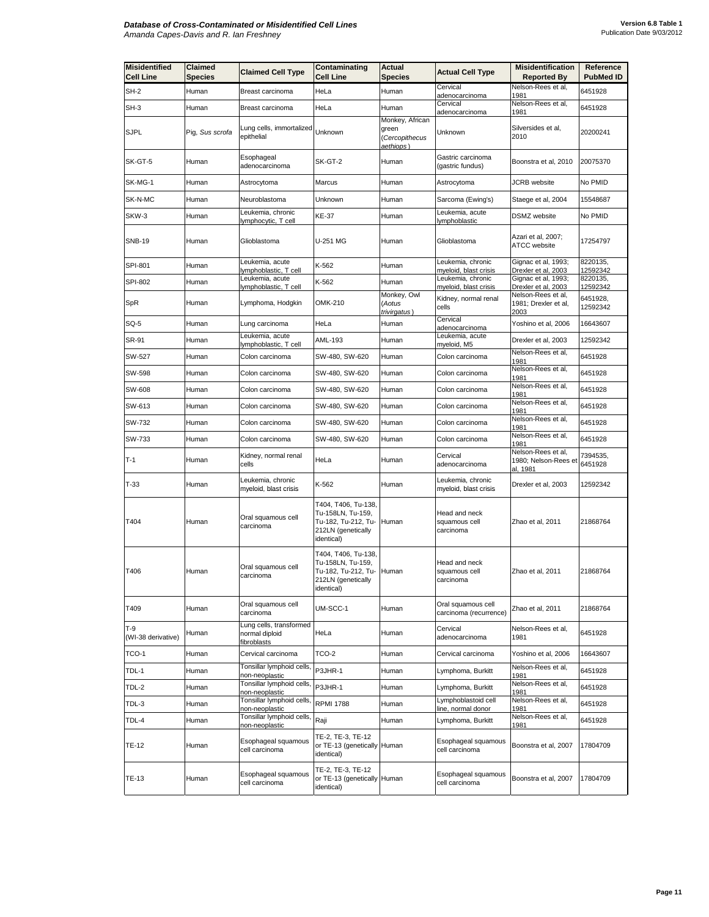| Misidentified Cell Line | Claimed Species | Claimed Cell Type | Contaminating Cell Line | Actual Species | Actual Cell Type | Misidentification Reported By | Reference PubMed ID |
|---|---|---|---|---|---|---|---|
| SH-2 | Human | Breast carcinoma | HeLa | Human | Cervical adenocarcinoma | Nelson-Rees et al, 1981 | 6451928 |
| SH-3 | Human | Breast carcinoma | HeLa | Human | Cervical adenocarcinoma | Nelson-Rees et al, 1981 | 6451928 |
| SJPL | Pig, *Sus scrofa* | Lung cells, immortalized epithelial | Unknown | Monkey, African green (*Cercopithecus aethiops*) | Unknown | Silversides et al, 2010 | 20200241 |
| SK-GT-5 | Human | Esophageal adenocarcinoma | SK-GT-2 | Human | Gastric carcinoma (gastric fundus) | Boonstra et al, 2010 | 20075370 |
| SK-MG-1 | Human | Astrocytoma | Marcus | Human | Astrocytoma | JCRB website | No PMID |
| SK-N-MC | Human | Neuroblastoma | Unknown | Human | Sarcoma (Ewing's) | Staege et al, 2004 | 15548687 |
| SKW-3 | Human | Leukemia, chronic lymphocytic, T cell | KE-37 | Human | Leukemia, acute lymphoblastic | DSMZ website | No PMID |
| SNB-19 | Human | Glioblastoma | U-251 MG | Human | Glioblastoma | Azari et al, 2007; ATCC website | 17254797 |
| SPI-801 | Human | Leukemia, acute lymphoblastic, T cell | K-562 | Human | Leukemia, chronic myeloid, blast crisis | Gignac et al, 1993; Drexler et al, 2003 | 8220135, 12592342 |
| SPI-802 | Human | Leukemia, acute lymphoblastic, T cell | K-562 | Human | Leukemia, chronic myeloid, blast crisis | Gignac et al, 1993; Drexler et al, 2003 | 8220135, 12592342 |
| SpR | Human | Lymphoma, Hodgkin | OMK-210 | Monkey, Owl (*Aotus trivirgatus*) | Kidney, normal renal cells | Nelson-Rees et al, 1981; Drexler et al, 2003 | 6451928, 12592342 |
| SQ-5 | Human | Lung carcinoma | HeLa | Human | Cervical adenocarcinoma | Yoshino et al, 2006 | 16643607 |
| SR-91 | Human | Leukemia, acute lymphoblastic, T cell | AML-193 | Human | Leukemia, acute myeloid, M5 | Drexler et al, 2003 | 12592342 |
| SW-527 | Human | Colon carcinoma | SW-480, SW-620 | Human | Colon carcinoma | Nelson-Rees et al, 1981 | 6451928 |
| SW-598 | Human | Colon carcinoma | SW-480, SW-620 | Human | Colon carcinoma | Nelson-Rees et al, 1981 | 6451928 |
| SW-608 | Human | Colon carcinoma | SW-480, SW-620 | Human | Colon carcinoma | Nelson-Rees et al, 1981 | 6451928 |
| SW-613 | Human | Colon carcinoma | SW-480, SW-620 | Human | Colon carcinoma | Nelson-Rees et al, 1981 | 6451928 |
| SW-732 | Human | Colon carcinoma | SW-480, SW-620 | Human | Colon carcinoma | Nelson-Rees et al, 1981 | 6451928 |
| SW-733 | Human | Colon carcinoma | SW-480, SW-620 | Human | Colon carcinoma | Nelson-Rees et al, 1981 | 6451928 |
| T-1 | Human | Kidney, normal renal cells | HeLa | Human | Cervical adenocarcinoma | Nelson-Rees et al, 1980; Nelson-Rees et al, 1981 | 7394535, 6451928 |
| T-33 | Human | Leukemia, chronic myeloid, blast crisis | K-562 | Human | Leukemia, chronic myeloid, blast crisis | Drexler et al, 2003 | 12592342 |
| T404 | Human | Oral squamous cell carcinoma | T404, T406, Tu-138, Tu-158LN, Tu-159, Tu-182, Tu-212, Tu-212LN (genetically identical) | Human | Head and neck squamous cell carcinoma | Zhao et al, 2011 | 21868764 |
| T406 | Human | Oral squamous cell carcinoma | T404, T406, Tu-138, Tu-158LN, Tu-159, Tu-182, Tu-212, Tu-212LN (genetically identical) | Human | Head and neck squamous cell carcinoma | Zhao et al, 2011 | 21868764 |
| T409 | Human | Oral squamous cell carcinoma | UM-SCC-1 | Human | Oral squamous cell carcinoma (recurrence) | Zhao et al, 2011 | 21868764 |
| T-9 (WI-38 derivative) | Human | Lung cells, transformed normal diploid fibroblasts | HeLa | Human | Cervical adenocarcinoma | Nelson-Rees et al, 1981 | 6451928 |
| TCO-1 | Human | Cervical carcinoma | TCO-2 | Human | Cervical carcinoma | Yoshino et al, 2006 | 16643607 |
| TDL-1 | Human | Tonsillar lymphoid cells, non-neoplastic | P3JHR-1 | Human | Lymphoma, Burkitt | Nelson-Rees et al, 1981 | 6451928 |
| TDL-2 | Human | Tonsillar lymphoid cells, non-neoplastic | P3JHR-1 | Human | Lymphoma, Burkitt | Nelson-Rees et al, 1981 | 6451928 |
| TDL-3 | Human | Tonsillar lymphoid cells, non-neoplastic | RPMI 1788 | Human | Lymphoblastoid cell line, normal donor | Nelson-Rees et al, 1981 | 6451928 |
| TDL-4 | Human | Tonsillar lymphoid cells, non-neoplastic | Raji | Human | Lymphoma, Burkitt | Nelson-Rees et al, 1981 | 6451928 |
| TE-12 | Human | Esophageal squamous cell carcinoma | TE-2, TE-3, TE-12 or TE-13 (genetically identical) | Human | Esophageal squamous cell carcinoma | Boonstra et al, 2007 | 17804709 |
| TE-13 | Human | Esophageal squamous cell carcinoma | TE-2, TE-3, TE-12 or TE-13 (genetically identical) | Human | Esophageal squamous cell carcinoma | Boonstra et al, 2007 | 17804709 |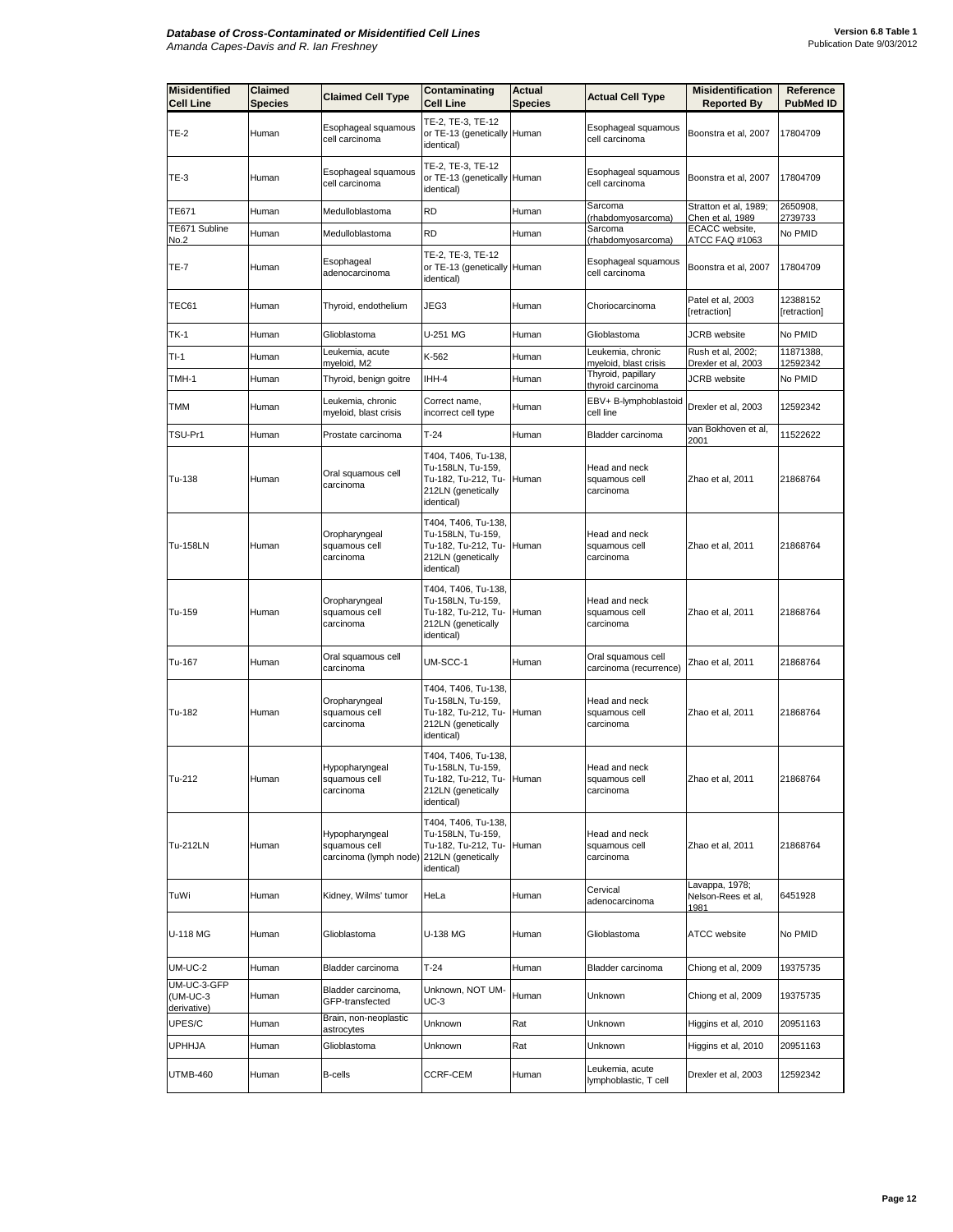| Misidentified Cell Line | Claimed Species | Claimed Cell Type | Contaminating Cell Line | Actual Species | Actual Cell Type | Misidentification Reported By | Reference PubMed ID |
|---|---|---|---|---|---|---|---|
| TE-2 | Human | Esophageal squamous cell carcinoma | TE-2, TE-3, TE-12 or TE-13 (genetically identical) | Human | Esophageal squamous cell carcinoma | Boonstra et al, 2007 | 17804709 |
| TE-3 | Human | Esophageal squamous cell carcinoma | TE-2, TE-3, TE-12 or TE-13 (genetically identical) | Human | Esophageal squamous cell carcinoma | Boonstra et al, 2007 | 17804709 |
| TE671 | Human | Medulloblastoma | RD | Human | Sarcoma (rhabdomyosarcoma) | Stratton et al, 1989; Chen et al, 1989 | 2650908, 2739733 |
| TE671 Subline No.2 | Human | Medulloblastoma | RD | Human | Sarcoma (rhabdomyosarcoma) | ECACC website, ATCC FAQ #1063 | No PMID |
| TE-7 | Human | Esophageal adenocarcinoma | TE-2, TE-3, TE-12 or TE-13 (genetically identical) | Human | Esophageal squamous cell carcinoma | Boonstra et al, 2007 | 17804709 |
| TEC61 | Human | Thyroid, endothelium | JEG3 | Human | Choriocarcinoma | Patel et al, 2003 [retraction] | 12388152 [retraction] |
| TK-1 | Human | Glioblastoma | U-251 MG | Human | Glioblastoma | JCRB website | No PMID |
| TI-1 | Human | Leukemia, acute myeloid, M2 | K-562 | Human | Leukemia, chronic myeloid, blast crisis | Rush et al, 2002; Drexler et al, 2003 | 11871388, 12592342 |
| TMH-1 | Human | Thyroid, benign goitre | IHH-4 | Human | Thyroid, papillary thyroid carcinoma | JCRB website | No PMID |
| TMM | Human | Leukemia, chronic myeloid, blast crisis | Correct name, incorrect cell type | Human | EBV+ B-lymphoblastoid cell line | Drexler et al, 2003 | 12592342 |
| TSU-Pr1 | Human | Prostate carcinoma | T-24 | Human | Bladder carcinoma | van Bokhoven et al, 2001 | 11522622 |
| Tu-138 | Human | Oral squamous cell carcinoma | T404, T406, Tu-138, Tu-158LN, Tu-159, Tu-182, Tu-212, Tu-212LN (genetically identical) | Human | Head and neck squamous cell carcinoma | Zhao et al, 2011 | 21868764 |
| Tu-158LN | Human | Oropharyngeal squamous cell carcinoma | T404, T406, Tu-138, Tu-158LN, Tu-159, Tu-182, Tu-212, Tu-212LN (genetically identical) | Human | Head and neck squamous cell carcinoma | Zhao et al, 2011 | 21868764 |
| Tu-159 | Human | Oropharyngeal squamous cell carcinoma | T404, T406, Tu-138, Tu-158LN, Tu-159, Tu-182, Tu-212, Tu-212LN (genetically identical) | Human | Head and neck squamous cell carcinoma | Zhao et al, 2011 | 21868764 |
| Tu-167 | Human | Oral squamous cell carcinoma | UM-SCC-1 | Human | Oral squamous cell carcinoma (recurrence) | Zhao et al, 2011 | 21868764 |
| Tu-182 | Human | Oropharyngeal squamous cell carcinoma | T404, T406, Tu-138, Tu-158LN, Tu-159, Tu-182, Tu-212, Tu-212LN (genetically identical) | Human | Head and neck squamous cell carcinoma | Zhao et al, 2011 | 21868764 |
| Tu-212 | Human | Hypopharyngeal squamous cell carcinoma | T404, T406, Tu-138, Tu-158LN, Tu-159, Tu-182, Tu-212, Tu-212LN (genetically identical) | Human | Head and neck squamous cell carcinoma | Zhao et al, 2011 | 21868764 |
| Tu-212LN | Human | Hypopharyngeal squamous cell carcinoma (lymph node) | T404, T406, Tu-138, Tu-158LN, Tu-159, Tu-182, Tu-212, Tu-212LN (genetically identical) | Human | Head and neck squamous cell carcinoma | Zhao et al, 2011 | 21868764 |
| TuWi | Human | Kidney, Wilms' tumor | HeLa | Human | Cervical adenocarcinoma | Lavappa, 1978; Nelson-Rees et al, 1981 | 6451928 |
| U-118 MG | Human | Glioblastoma | U-138 MG | Human | Glioblastoma | ATCC website | No PMID |
| UM-UC-2 | Human | Bladder carcinoma | T-24 | Human | Bladder carcinoma | Chiong et al, 2009 | 19375735 |
| UM-UC-3-GFP (UM-UC-3 derivative) | Human | Bladder carcinoma, GFP-transfected | Unknown, NOT UM-UC-3 | Human | Unknown | Chiong et al, 2009 | 19375735 |
| UPES/C | Human | Brain, non-neoplastic astrocytes | Unknown | Rat | Unknown | Higgins et al, 2010 | 20951163 |
| UPHHJA | Human | Glioblastoma | Unknown | Rat | Unknown | Higgins et al, 2010 | 20951163 |
| UTMB-460 | Human | B-cells | CCRF-CEM | Human | Leukemia, acute lymphoblastic, T cell | Drexler et al, 2003 | 12592342 |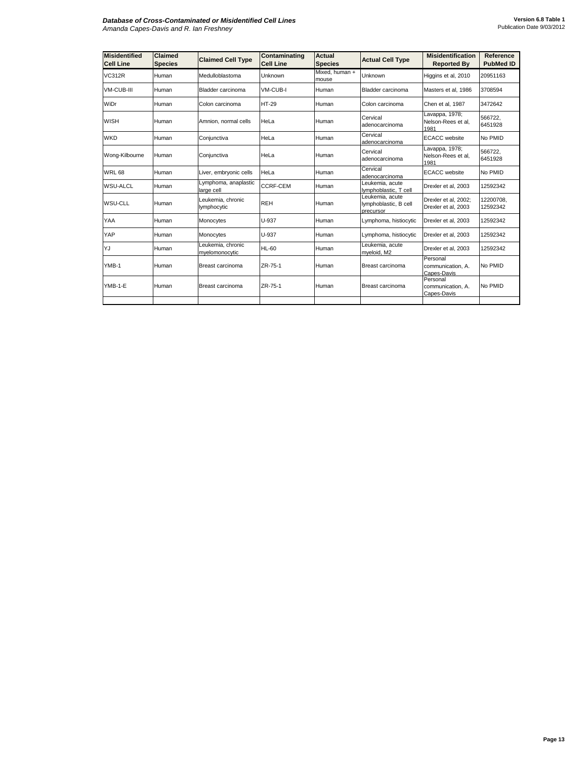| Misidentified Cell Line | Claimed Species | Claimed Cell Type | Contaminating Cell Line | Actual Species | Actual Cell Type | Misidentification Reported By | Reference PubMed ID |
|---|---|---|---|---|---|---|---|
| VC312R | Human | Medulloblastoma | Unknown | Mixed, human + mouse | Unknown | Higgins et al, 2010 | 20951163 |
| VM-CUB-III | Human | Bladder carcinoma | VM-CUB-I | Human | Bladder carcinoma | Masters et al, 1986 | 3708594 |
| WiDr | Human | Colon carcinoma | HT-29 | Human | Colon carcinoma | Chen et al, 1987 | 3472642 |
| WISH | Human | Amnion, normal cells | HeLa | Human | Cervical adenocarcinoma | Lavappa, 1978; Nelson-Rees et al, 1981 | 566722, 6451928 |
| WKD | Human | Conjunctiva | HeLa | Human | Cervical adenocarcinoma | ECACC website | No PMID |
| Wong-Kilbourne | Human | Conjunctiva | HeLa | Human | Cervical adenocarcinoma | Lavappa, 1978; Nelson-Rees et al, 1981 | 566722, 6451928 |
| WRL 68 | Human | Liver, embryonic cells | HeLa | Human | Cervical adenocarcinoma | ECACC website | No PMID |
| WSU-ALCL | Human | Lymphoma, anaplastic large cell | CCRF-CEM | Human | Leukemia, acute lymphoblastic, T cell | Drexler et al, 2003 | 12592342 |
| WSU-CLL | Human | Leukemia, chronic lymphocytic | REH | Human | Leukemia, acute lymphoblastic, B cell precursor | Drexler et al, 2002; Drexler et al, 2003 | 12200708, 12592342 |
| YAA | Human | Monocytes | U-937 | Human | Lymphoma, histiocytic | Drexler et al, 2003 | 12592342 |
| YAP | Human | Monocytes | U-937 | Human | Lymphoma, histiocytic | Drexler et al, 2003 | 12592342 |
| YJ | Human | Leukemia, chronic myelomonocytic | HL-60 | Human | Leukemia, acute myeloid, M2 | Drexler et al, 2003 | 12592342 |
| YMB-1 | Human | Breast carcinoma | ZR-75-1 | Human | Breast carcinoma | Personal communication, A. Capes-Davis | No PMID |
| YMB-1-E | Human | Breast carcinoma | ZR-75-1 | Human | Breast carcinoma | Personal communication, A. Capes-Davis | No PMID |
| | | | | | | | |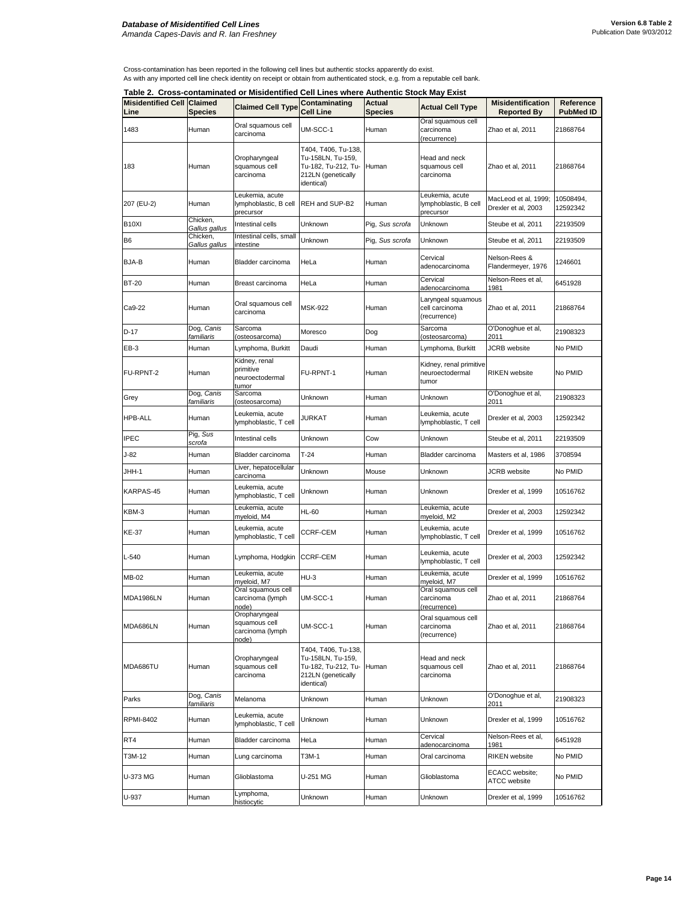Cross-contamination has been reported in the following cell lines but authentic stocks apparently do exist.
As with any imported cell line check identity on receipt or obtain from authenticated stock, e.g. from a reputable cell bank.

**Table 2. Cross-contaminated or Misidentified Cell Lines where Authentic Stock May Exist**

| Misidentified Cell Line | Claimed Species | Claimed Cell Type | Contaminating Cell Line | Actual Species | Actual Cell Type | Misidentification Reported By | Reference PubMed ID |
|---|---|---|---|---|---|---|---|
| 1483 | Human | Oral squamous cell carcinoma | UM-SCC-1 | Human | Oral squamous cell carcinoma (recurrence) | Zhao et al, 2011 | 21868764 |
| 183 | Human | Oropharyngeal squamous cell carcinoma | T404, T406, Tu-138, Tu-158LN, Tu-159, Tu-182, Tu-212, Tu-212LN (genetically identical) | Human | Head and neck squamous cell carcinoma | Zhao et al, 2011 | 21868764 |
| 207 (EU-2) | Human | Leukemia, acute lymphoblastic, B cell precursor | REH and SUP-B2 | Human | Leukemia, acute lymphoblastic, B cell precursor | MacLeod et al, 1999; Drexler et al, 2003 | 10508494, 12592342 |
| B10XI | Chicken, *Gallus gallus* | Intestinal cells | Unknown | Pig, *Sus scrofa* | Unknown | Steube et al, 2011 | 22193509 |
| B6 | Chicken, *Gallus gallus* | Intestinal cells, small intestine | Unknown | Pig, *Sus scrofa* | Unknown | Steube et al, 2011 | 22193509 |
| BJA-B | Human | Bladder carcinoma | HeLa | Human | Cervical adenocarcinoma | Nelson-Rees & Flandermeyer, 1976 | 1246601 |
| BT-20 | Human | Breast carcinoma | HeLa | Human | Cervical adenocarcinoma | Nelson-Rees et al, 1981 | 6451928 |
| Ca9-22 | Human | Oral squamous cell carcinoma | MSK-922 | Human | Laryngeal squamous cell carcinoma (recurrence) | Zhao et al, 2011 | 21868764 |
| D-17 | Dog, *Canis familiaris* | Sarcoma (osteosarcoma) | Moresco | Dog | Sarcoma (osteosarcoma) | O'Donoghue et al, 2011 | 21908323 |
| EB-3 | Human | Lymphoma, Burkitt | Daudi | Human | Lymphoma, Burkitt | JCRB website | No PMID |
| FU-RPNT-2 | Human | Kidney, renal primitive neuroectodermal tumor | FU-RPNT-1 | Human | Kidney, renal primitive neuroectodermal tumor | RIKEN website | No PMID |
| Grey | Dog, *Canis familiaris* | Sarcoma (osteosarcoma) | Unknown | Human | Unknown | O'Donoghue et al, 2011 | 21908323 |
| HPB-ALL | Human | Leukemia, acute lymphoblastic, T cell | JURKAT | Human | Leukemia, acute lymphoblastic, T cell | Drexler et al, 2003 | 12592342 |
| IPEC | Pig, *Sus scrofa* | Intestinal cells | Unknown | Cow | Unknown | Steube et al, 2011 | 22193509 |
| J-82 | Human | Bladder carcinoma | T-24 | Human | Bladder carcinoma | Masters et al, 1986 | 3708594 |
| JHH-1 | Human | Liver, hepatocellular carcinoma | Unknown | Mouse | Unknown | JCRB website | No PMID |
| KARPAS-45 | Human | Leukemia, acute lymphoblastic, T cell | Unknown | Human | Unknown | Drexler et al, 1999 | 10516762 |
| KBM-3 | Human | Leukemia, acute myeloid, M4 | HL-60 | Human | Leukemia, acute myeloid, M2 | Drexler et al, 2003 | 12592342 |
| KE-37 | Human | Leukemia, acute lymphoblastic, T cell | CCRF-CEM | Human | Leukemia, acute lymphoblastic, T cell | Drexler et al, 1999 | 10516762 |
| L-540 | Human | Lymphoma, Hodgkin | CCRF-CEM | Human | Leukemia, acute lymphoblastic, T cell | Drexler et al, 2003 | 12592342 |
| MB-02 | Human | Leukemia, acute myeloid, M7 | HU-3 | Human | Leukemia, acute myeloid, M7 | Drexler et al, 1999 | 10516762 |
| MDA1986LN | Human | Oral squamous cell carcinoma (lymph node) | UM-SCC-1 | Human | Oral squamous cell carcinoma (recurrence) | Zhao et al, 2011 | 21868764 |
| MDA686LN | Human | Oropharyngeal squamous cell carcinoma (lymph node) | UM-SCC-1 | Human | Oral squamous cell carcinoma (recurrence) | Zhao et al, 2011 | 21868764 |
| MDA686TU | Human | Oropharyngeal squamous cell carcinoma | T404, T406, Tu-138, Tu-158LN, Tu-159, Tu-182, Tu-212, Tu-212LN (genetically identical) | Human | Head and neck squamous cell carcinoma | Zhao et al, 2011 | 21868764 |
| Parks | Dog, *Canis familiaris* | Melanoma | Unknown | Human | Unknown | O'Donoghue et al, 2011 | 21908323 |
| RPMI-8402 | Human | Leukemia, acute lymphoblastic, T cell | Unknown | Human | Unknown | Drexler et al, 1999 | 10516762 |
| RT4 | Human | Bladder carcinoma | HeLa | Human | Cervical adenocarcinoma | Nelson-Rees et al, 1981 | 6451928 |
| T3M-12 | Human | Lung carcinoma | T3M-1 | Human | Oral carcinoma | RIKEN website | No PMID |
| U-373 MG | Human | Glioblastoma | U-251 MG | Human | Glioblastoma | ECACC website; ATCC website | No PMID |
| U-937 | Human | Lymphoma, histiocytic | Unknown | Human | Unknown | Drexler et al, 1999 | 10516762 |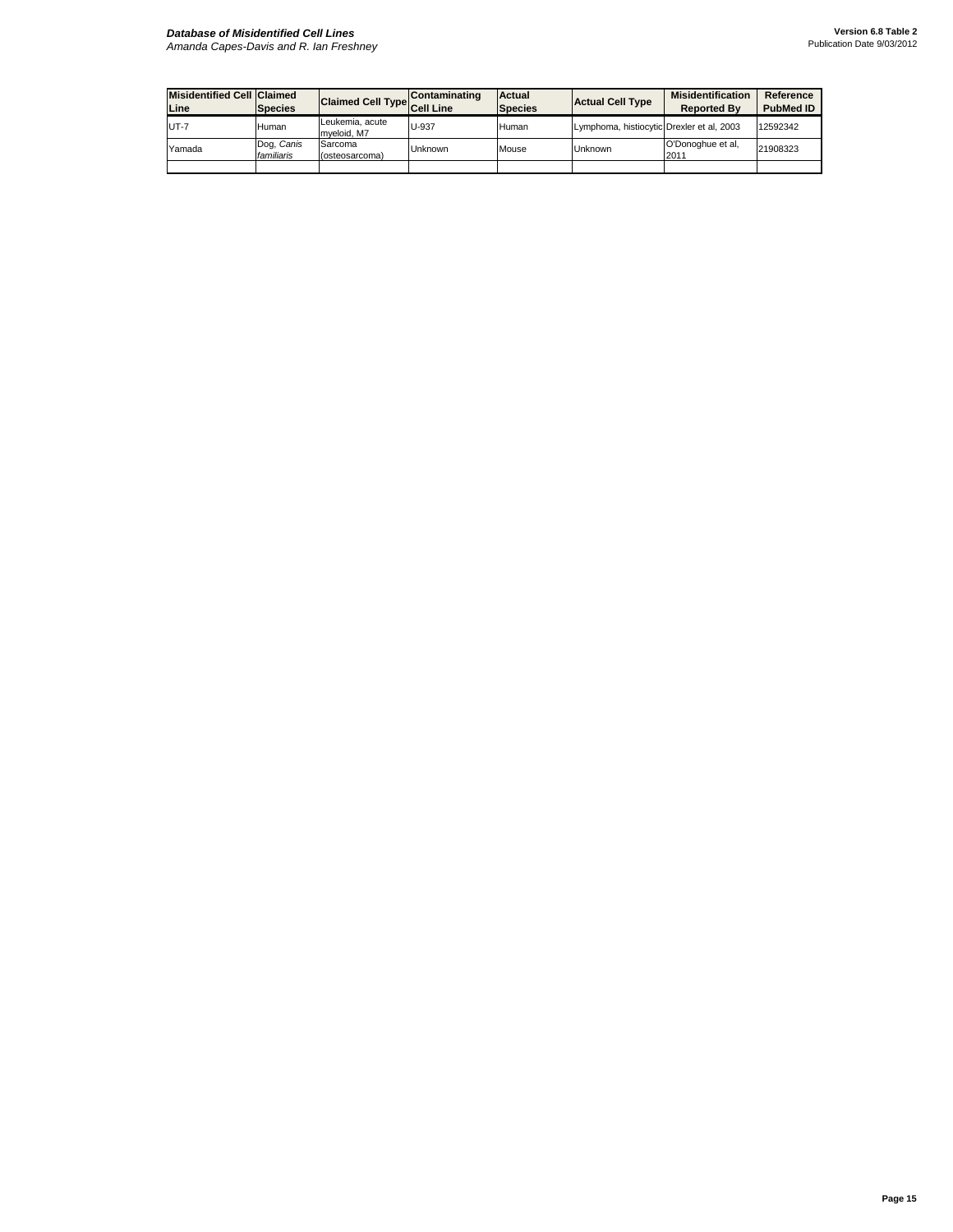| Misidentified Cell Line | Claimed Species | Claimed Cell Type | Contaminating Cell Line | Actual Species | Actual Cell Type | Misidentification Reported By | Reference PubMed ID |
|---|---|---|---|---|---|---|---|
| UT-7 | Human | Leukemia, acute myeloid, M7 | U-937 | Human | Lymphoma, histiocytic | Drexler et al, 2003 | 12592342 |
| Yamada | Dog, *Canis familiaris* | Sarcoma (osteosarcoma) | Unknown | Mouse | Unknown | O'Donoghue et al, 2011 | 21908323 |
| | | | | | | | |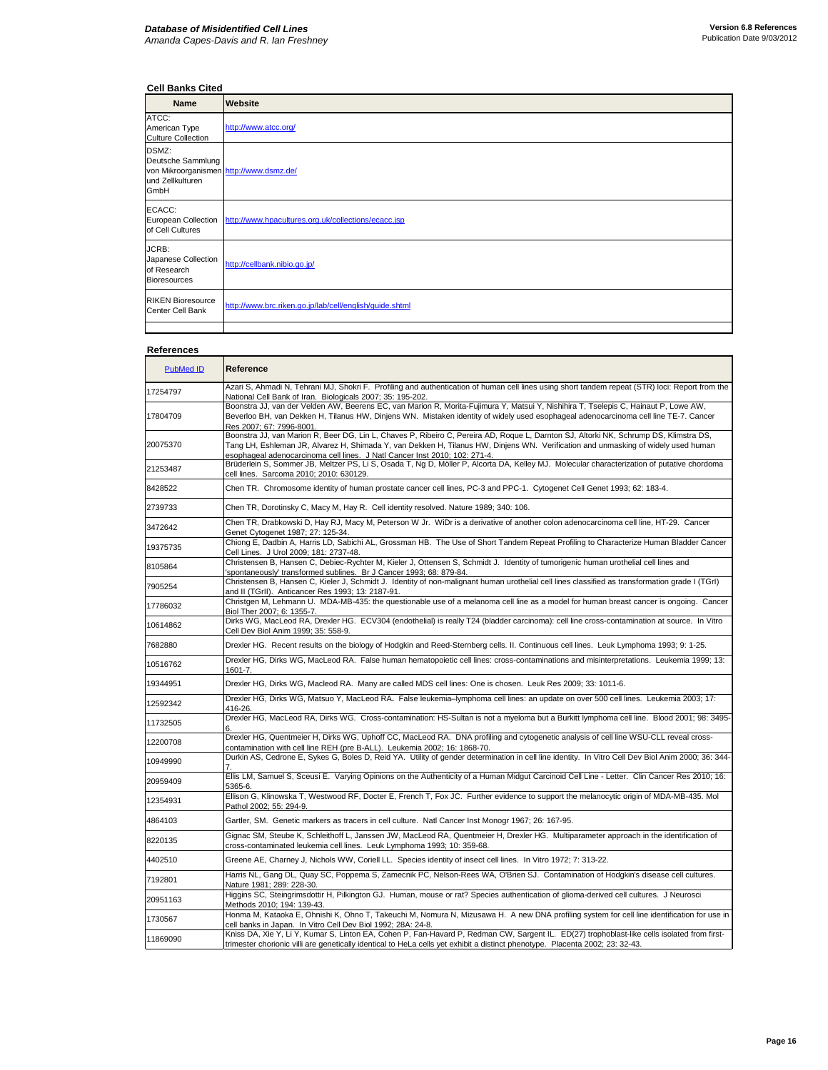### Cell Banks Cited

| Name | Website |
|---|---|
| ATCC: American Type Culture Collection | http://www.atcc.org/ |
| DSMZ: Deutsche Sammlung von Mikroorganismen und Zellkulturen GmbH | http://www.dsmz.de/ |
| ECACC: European Collection of Cell Cultures | http://www.hpacultures.org.uk/collections/ecacc.jsp |
| JCRB: Japanese Collection of Research Bioresources | http://cellbank.nibio.go.jp/ |
| RIKEN Bioresource Center Cell Bank | http://www.brc.riken.go.jp/lab/cell/english/guide.shtml |
| | |

### References

| PubMed ID | Reference |
|---|---|
| 17254797 | Azari S, Ahmadi N, Tehrani MJ, Shokri F. Profiling and authentication of human cell lines using short tandem repeat (STR) loci: Report from the National Cell Bank of Iran. Biologicals 2007; 35: 195-202. |
| 17804709 | Boonstra JJ, van der Velden AW, Beerens EC, van Marion R, Morita-Fujimura Y, Matsui Y, Nishihira T, Tselepis C, Hainaut P, Lowe AW, Beverloo BH, van Dekken H, Tilanus HW, Dinjens WN. Mistaken identity of widely used esophageal adenocarcinoma cell line TE-7. Cancer Res 2007; 67: 7996-8001. |
| 20075370 | Boonstra JJ, van Marion R, Beer DG, Lin L, Chaves P, Ribeiro C, Pereira AD, Roque L, Darnton SJ, Altorki NK, Schrump DS, Klimstra DS, Tang LH, Eshleman JR, Alvarez H, Shimada Y, van Dekken H, Tilanus HW, Dinjens WN. Verification and unmasking of widely used human esophageal adenocarcinoma cell lines. J Natl Cancer Inst 2010; 102: 271-4. |
| 21253487 | Brüderlein S, Sommer JB, Meltzer PS, Li S, Osada T, Ng D, Möller P, Alcorta DA, Kelley MJ. Molecular characterization of putative chordoma cell lines. Sarcoma 2010; 2010: 630129. |
| 8428522 | Chen TR. Chromosome identity of human prostate cancer cell lines, PC-3 and PPC-1. Cytogenet Cell Genet 1993; 62: 183-4. |
| 2739733 | Chen TR, Dorotinsky C, Macy M, Hay R. Cell identity resolved. Nature 1989; 340: 106. |
| 3472642 | Chen TR, Drabkowski D, Hay RJ, Macy M, Peterson W Jr. WiDr is a derivative of another colon adenocarcinoma cell line, HT-29. Cancer Genet Cytogenet 1987; 27: 125-34. |
| 19375735 | Chiong E, Dadbin A, Harris LD, Sabichi AL, Grossman HB. The Use of Short Tandem Repeat Profiling to Characterize Human Bladder Cancer Cell Lines. J Urol 2009; 181: 2737-48. |
| 8105864 | Christensen B, Hansen C, Debiec-Rychter M, Kieler J, Ottensen S, Schmidt J. Identity of tumorigenic human urothelial cell lines and 'spontaneously' transformed sublines. Br J Cancer 1993; 68: 879-84. |
| 7905254 | Christensen B, Hansen C, Kieler J, Schmidt J. Identity of non-malignant human urothelial cell lines classified as transformation grade I (TGrI) and II (TGrII). Anticancer Res 1993; 13: 2187-91. |
| 17786032 | Christgen M, Lehmann U. MDA-MB-435: the questionable use of a melanoma cell line as a model for human breast cancer is ongoing. Cancer Biol Ther 2007; 6: 1355-7. |
| 10614862 | Dirks WG, MacLeod RA, Drexler HG. ECV304 (endothelial) is really T24 (bladder carcinoma): cell line cross-contamination at source. In Vitro Cell Dev Biol Anim 1999; 35: 558-9. |
| 7682880 | Drexler HG. Recent results on the biology of Hodgkin and Reed-Sternberg cells. II. Continuous cell lines. Leuk Lymphoma 1993; 9: 1-25. |
| 10516762 | Drexler HG, Dirks WG, MacLeod RA. False human hematopoietic cell lines: cross-contaminations and misinterpretations. Leukemia 1999; 13: 1601-7. |
| 19344951 | Drexler HG, Dirks WG, Macleod RA. Many are called MDS cell lines: One is chosen. Leuk Res 2009; 33: 1011-6. |
| 12592342 | Drexler HG, Dirks WG, Matsuo Y, MacLeod RA. False leukemia–lymphoma cell lines: an update on over 500 cell lines. Leukemia 2003; 17: 416-26. |
| 11732505 | Drexler HG, MacLeod RA, Dirks WG. Cross-contamination: HS-Sultan is not a myeloma but a Burkitt lymphoma cell line. Blood 2001; 98: 3495-6. |
| 12200708 | Drexler HG, Quentmeier H, Dirks WG, Uphoff CC, MacLeod RA. DNA profiling and cytogenetic analysis of cell line WSU-CLL reveal cross-contamination with cell line REH (pre B-ALL). Leukemia 2002; 16: 1868-70. |
| 10949990 | Durkin AS, Cedrone E, Sykes G, Boles D, Reid YA. Utility of gender determination in cell line identity. In Vitro Cell Dev Biol Anim 2000; 36: 344-7. |
| 20959409 | Ellis LM, Samuel S, Sceusi E. Varying Opinions on the Authenticity of a Human Midgut Carcinoid Cell Line - Letter. Clin Cancer Res 2010; 16: 5365-6. |
| 12354931 | Ellison G, Klinowska T, Westwood RF, Docter E, French T, Fox JC. Further evidence to support the melanocytic origin of MDA-MB-435. Mol Pathol 2002; 55: 294-9. |
| 4864103 | Gartler, SM. Genetic markers as tracers in cell culture. Natl Cancer Inst Monogr 1967; 26: 167-95. |
| 8220135 | Gignac SM, Steube K, Schleithoff L, Janssen JW, MacLeod RA, Quentmeier H, Drexler HG. Multiparameter approach in the identification of cross-contaminated leukemia cell lines. Leuk Lymphoma 1993; 10: 359-68. |
| 4402510 | Greene AE, Charney J, Nichols WW, Coriell LL. Species identity of insect cell lines. In Vitro 1972; 7: 313-22. |
| 7192801 | Harris NL, Gang DL, Quay SC, Poppema S, Zamecnik PC, Nelson-Rees WA, O'Brien SJ. Contamination of Hodgkin's disease cell cultures. Nature 1981; 289: 228-30. |
| 20951163 | Higgins SC, Steingrimsdottir H, Pilkington GJ. Human, mouse or rat? Species authentication of glioma-derived cell cultures. J Neurosci Methods 2010; 194: 139-43. |
| 1730567 | Honma M, Kataoka E, Ohnishi K, Ohno T, Takeuchi M, Nomura N, Mizusawa H. A new DNA profiling system for cell line identification for use in cell banks in Japan. In Vitro Cell Dev Biol 1992; 28A: 24-8. |
| 11869090 | Kniss DA, Xie Y, Li Y, Kumar S, Linton EA, Cohen P, Fan-Havard P, Redman CW, Sargent IL. ED(27) trophoblast-like cells isolated from first-trimester chorionic villi are genetically identical to HeLa cells yet exhibit a distinct phenotype. Placenta 2002; 23: 32-43. |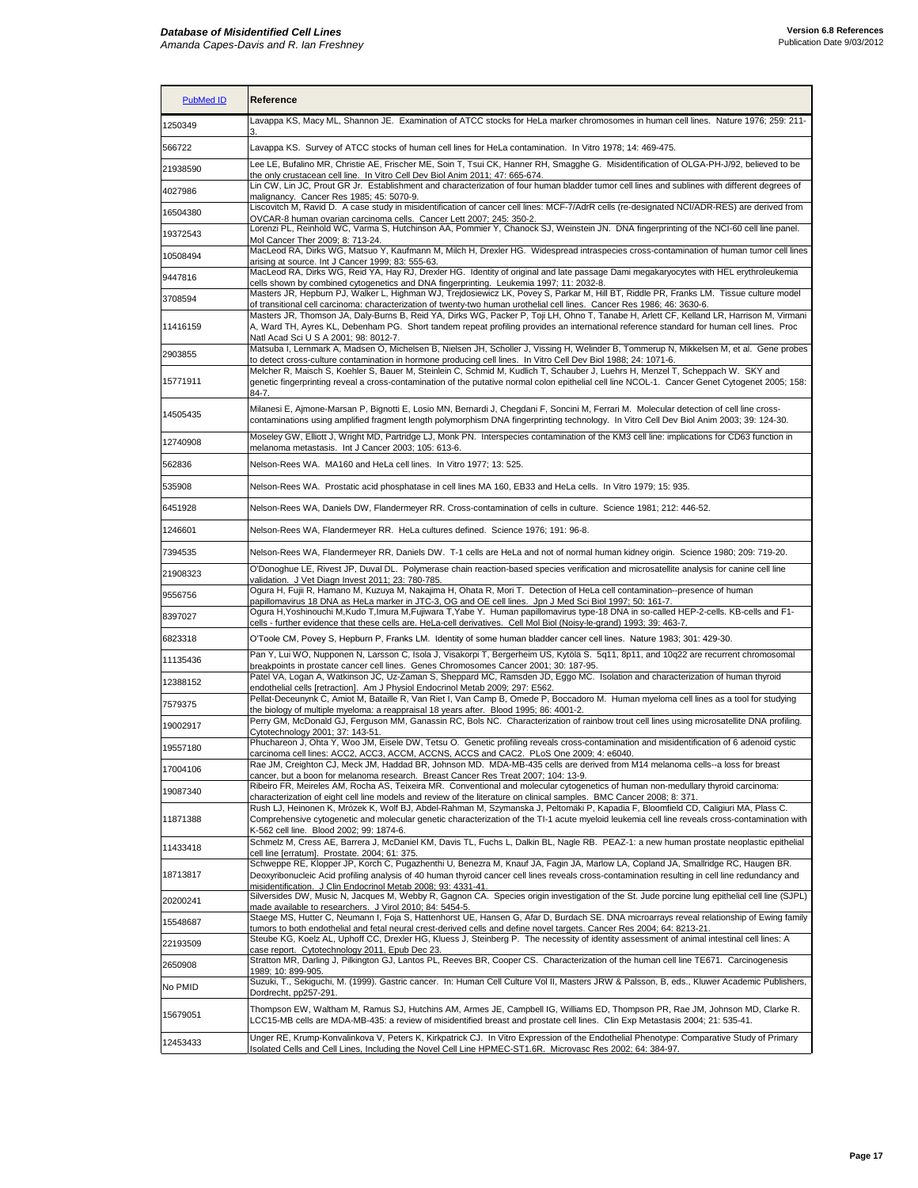| PubMed ID | Reference |
|---|---|
| 1250349 | Lavappa KS, Macy ML, Shannon JE. Examination of ATCC stocks for HeLa marker chromosomes in human cell lines. Nature 1976; 259: 211-3. |
| 566722 | Lavappa KS. Survey of ATCC stocks of human cell lines for HeLa contamination. In Vitro 1978; 14: 469-475. |
| 21938590 | Lee LE, Bufalino MR, Christie AE, Frischer ME, Soin T, Tsui CK, Hanner RH, Smagghe G. Misidentification of OLGA-PH-J/92, believed to be the only crustacean cell line. In Vitro Cell Dev Biol Anim 2011; 47: 665-674. |
| 4027986 | Lin CW, Lin JC, Prout GR Jr. Establishment and characterization of four human bladder tumor cell lines and sublines with different degrees of malignancy. Cancer Res 1985; 45: 5070-9. |
| 16504380 | Liscovitch M, Ravid D. A case study in misidentification of cancer cell lines: MCF-7/AdrR cells (re-designated NCI/ADR-RES) are derived from OVCAR-8 human ovarian carcinoma cells. Cancer Lett 2007; 245: 350-2. |
| 19372543 | Lorenzi PL, Reinhold WC, Varma S, Hutchinson AA, Pommier Y, Chanock SJ, Weinstein JN. DNA fingerprinting of the NCI-60 cell line panel. Mol Cancer Ther 2009; 8: 713-24. |
| 10508494 | MacLeod RA, Dirks WG, Matsuo Y, Kaufmann M, Milch H, Drexler HG. Widespread intraspecies cross-contamination of human tumor cell lines arising at source. Int J Cancer 1999; 83: 555-63. |
| 9447816 | MacLeod RA, Dirks WG, Reid YA, Hay RJ, Drexler HG. Identity of original and late passage Dami megakaryocytes with HEL erythroleukemia cells shown by combined cytogenetics and DNA fingerprinting. Leukemia 1997; 11: 2032-8. |
| 3708594 | Masters JR, Hepburn PJ, Walker L, Highman WJ, Trejdosiewicz LK, Povey S, Parkar M, Hill BT, Riddle PR, Franks LM. Tissue culture model of transitional cell carcinoma: characterization of twenty-two human urothelial cell lines. Cancer Res 1986; 46: 3630-6. |
| 11416159 | Masters JR, Thomson JA, Daly-Burns B, Reid YA, Dirks WG, Packer P, Toji LH, Ohno T, Tanabe H, Arlett CF, Kelland LR, Harrison M, Virmani A, Ward TH, Ayres KL, Debenham PG. Short tandem repeat profiling provides an international reference standard for human cell lines. Proc Natl Acad Sci U S A 2001; 98: 8012-7. |
| 2903855 | Matsuba I, Lernmark A, Madsen O, Michelsen B, Nielsen JH, Scholler J, Vissing H, Welinder B, Tommerup N, Mikkelsen M, et al. Gene probes to detect cross-culture contamination in hormone producing cell lines. In Vitro Cell Dev Biol 1988; 24: 1071-6. |
| 15771911 | Melcher R, Maisch S, Koehler S, Bauer M, Steinlein C, Schmid M, Kudlich T, Schauber J, Luehrs H, Menzel T, Scheppach W. SKY and genetic fingerprinting reveal a cross-contamination of the putative normal colon epithelial cell line NCOL-1. Cancer Genet Cytogenet 2005; 158: 84-7. |
| 14505435 | Milanesi E, Ajmone-Marsan P, Bignotti E, Losio MN, Bernardi J, Chegdani F, Soncini M, Ferrari M. Molecular detection of cell line cross-contaminations using amplified fragment length polymorphism DNA fingerprinting technology. In Vitro Cell Dev Biol Anim 2003; 39: 124-30. |
| 12740908 | Moseley GW, Elliott J, Wright MD, Partridge LJ, Monk PN. Interspecies contamination of the KM3 cell line: implications for CD63 function in melanoma metastasis. Int J Cancer 2003; 105: 613-6. |
| 562836 | Nelson-Rees WA. MA160 and HeLa cell lines. In Vitro 1977; 13: 525. |
| 535908 | Nelson-Rees WA. Prostatic acid phosphatase in cell lines MA 160, EB33 and HeLa cells. In Vitro 1979; 15: 935. |
| 6451928 | Nelson-Rees WA, Daniels DW, Flandermeyer RR. Cross-contamination of cells in culture. Science 1981; 212: 446-52. |
| 1246601 | Nelson-Rees WA, Flandermeyer RR. HeLa cultures defined. Science 1976; 191: 96-8. |
| 7394535 | Nelson-Rees WA, Flandermeyer RR, Daniels DW. T-1 cells are HeLa and not of normal human kidney origin. Science 1980; 209: 719-20. |
| 21908323 | O'Donoghue LE, Rivest JP, Duval DL. Polymerase chain reaction-based species verification and microsatellite analysis for canine cell line validation. J Vet Diagn Invest 2011; 23: 780-785. |
| 9556756 | Ogura H, Fujii R, Hamano M, Kuzuya M, Nakajima H, Ohata R, Mori T. Detection of HeLa cell contamination--presence of human papillomavirus 18 DNA as HeLa marker in JTC-3, OG and OE cell lines. Jpn J Med Sci Biol 1997; 50: 161-7. |
| 8397027 | Ogura H,Yoshinouchi M,Kudo T,Imura M,Fujiwara T,Yabe Y. Human papillomavirus type-18 DNA in so-called HEP-2-cells. KB-cells and F1-cells - further evidence that these cells are. HeLa-cell derivatives. Cell Mol Biol (Noisy-le-grand) 1993; 39: 463-7. |
| 6823318 | O'Toole CM, Povey S, Hepburn P, Franks LM. Identity of some human bladder cancer cell lines. Nature 1983; 301: 429-30. |
| 11135436 | Pan Y, Lui WO, Nupponen N, Larsson C, Isola J, Visakorpi T, Bergerheim US, Kytölä S. 5q11, 8p11, and 10q22 are recurrent chromosomal breakpoints in prostate cancer cell lines. Genes Chromosomes Cancer 2001; 30: 187-95. |
| 12388152 | Patel VA, Logan A, Watkinson JC, Uz-Zaman S, Sheppard MC, Ramsden JD, Eggo MC. Isolation and characterization of human thyroid endothelial cells [retraction]. Am J Physiol Endocrinol Metab 2009; 297: E562. |
| 7579375 | Pellat-Deceunynk C, Amiot M, Bataille R, Van Riet I, Van Camp B, Omede P, Boccadoro M. Human myeloma cell lines as a tool for studying the biology of multiple myeloma: a reappraisal 18 years after. Blood 1995; 86: 4001-2. |
| 19002917 | Perry GM, McDonald GJ, Ferguson MM, Ganassin RC, Bols NC. Characterization of rainbow trout cell lines using microsatellite DNA profiling. Cytotechnology 2001; 37: 143-51. |
| 19557180 | Phuchareon J, Ohta Y, Woo JM, Eisele DW, Tetsu O. Genetic profiling reveals cross-contamination and misidentification of 6 adenoid cystic carcinoma cell lines: ACC2, ACC3, ACCM, ACCNS, ACCS and CAC2. PLoS One 2009; 4: e6040. |
| 17004106 | Rae JM, Creighton CJ, Meck JM, Haddad BR, Johnson MD. MDA-MB-435 cells are derived from M14 melanoma cells--a loss for breast cancer, but a boon for melanoma research. Breast Cancer Res Treat 2007; 104: 13-9. |
| 19087340 | Ribeiro FR, Meireles AM, Rocha AS, Teixeira MR. Conventional and molecular cytogenetics of human non-medullary thyroid carcinoma: characterization of eight cell line models and review of the literature on clinical samples. BMC Cancer 2008; 8: 371. |
| 11871388 | Rush LJ, Heinonen K, Mrózek K, Wolf BJ, Abdel-Rahman M, Szymanska J, Peltomäki P, Kapadia F, Bloomfield CD, Caligiuri MA, Plass C. Comprehensive cytogenetic and molecular genetic characterization of the TI-1 acute myeloid leukemia cell line reveals cross-contamination with K-562 cell line. Blood 2002; 99: 1874-6. |
| 11433418 | Schmelz M, Cress AE, Barrera J, McDaniel KM, Davis TL, Fuchs L, Dalkin BL, Nagle RB. PEAZ-1: a new human prostate neoplastic epithelial cell line [erratum]. Prostate. 2004; 61: 375. |
| 18713817 | Schweppe RE, Klopper JP, Korch C, Pugazhenthi U, Benezra M, Knauf JA, Fagin JA, Marlow LA, Copland JA, Smallridge RC, Haugen BR. Deoxyribonucleic Acid profiling analysis of 40 human thyroid cancer cell lines reveals cross-contamination resulting in cell line redundancy and misidentification. J Clin Endocrinol Metab 2008; 93: 4331-41. |
| 20200241 | Silversides DW, Music N, Jacques M, Webby R, Gagnon CA. Species origin investigation of the St. Jude porcine lung epithelial cell line (SJPL) made available to researchers. J Virol 2010; 84: 5454-5. |
| 15548687 | Staege MS, Hutter C, Neumann I, Foja S, Hattenhorst UE, Hansen G, Afar D, Burdach SE. DNA microarrays reveal relationship of Ewing family tumors to both endothelial and fetal neural crest-derived cells and define novel targets. Cancer Res 2004; 64: 8213-21. |
| 22193509 | Steube KG, Koelz AL, Uphoff CC, Drexler HG, Kluess J, Steinberg P. The necessity of identity assessment of animal intestinal cell lines: A case report. Cytotechnology 2011, Epub Dec 23. |
| 2650908 | Stratton MR, Darling J, Pilkington GJ, Lantos PL, Reeves BR, Cooper CS. Characterization of the human cell line TE671. Carcinogenesis 1989; 10: 899-905. |
| No PMID | Suzuki, T., Sekiguchi, M. (1999). Gastric cancer. In: Human Cell Culture Vol II, Masters JRW & Palsson, B, eds., Kluwer Academic Publishers, Dordrecht, pp257-291. |
| 15679051 | Thompson EW, Waltham M, Ramus SJ, Hutchins AM, Armes JE, Campbell IG, Williams ED, Thompson PR, Rae JM, Johnson MD, Clarke R. LCC15-MB cells are MDA-MB-435: a review of misidentified breast and prostate cell lines. Clin Exp Metastasis 2004; 21: 535-41. |
| 12453433 | Unger RE, Krump-Konvalinkova V, Peters K, Kirkpatrick CJ. In Vitro Expression of the Endothelial Phenotype: Comparative Study of Primary Isolated Cells and Cell Lines, Including the Novel Cell Line HPMEC-ST1.6R. Microvasc Res 2002; 64: 384-97. |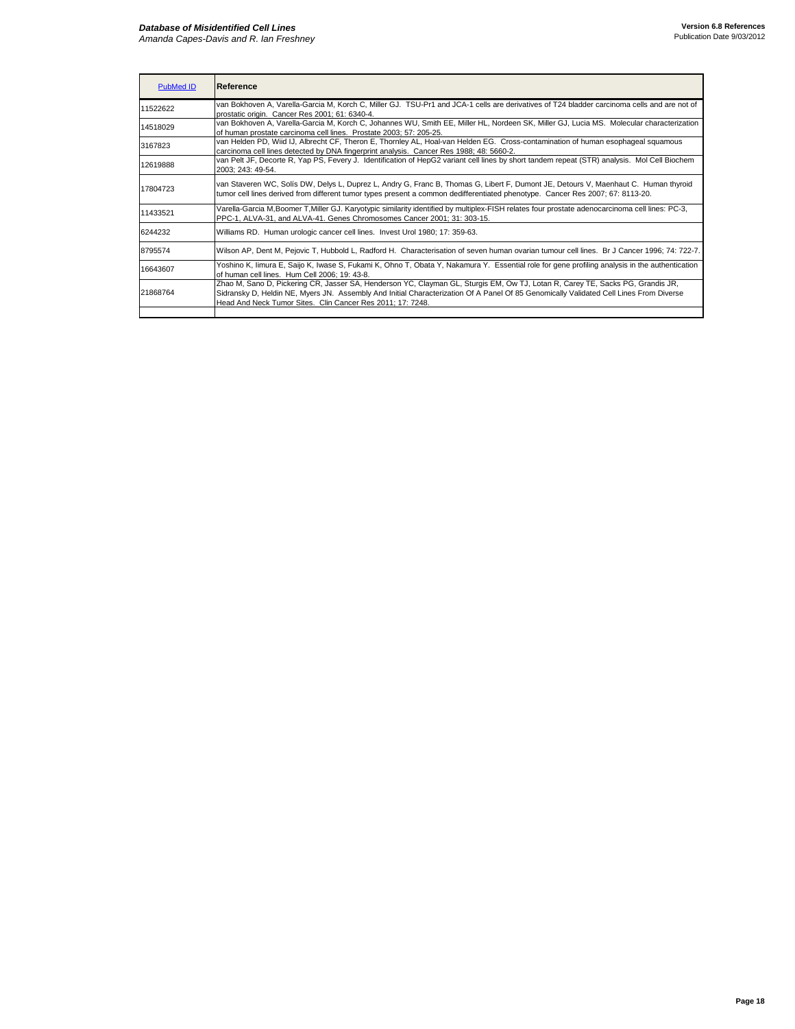| PubMed ID | Reference |
|---|---|
| 11522622 | van Bokhoven A, Varella-Garcia M, Korch C, Miller GJ. TSU-Pr1 and JCA-1 cells are derivatives of T24 bladder carcinoma cells and are not of prostatic origin. Cancer Res 2001; 61: 6340-4. |
| 14518029 | van Bokhoven A, Varella-Garcia M, Korch C, Johannes WU, Smith EE, Miller HL, Nordeen SK, Miller GJ, Lucia MS. Molecular characterization of human prostate carcinoma cell lines. Prostate 2003; 57: 205-25. |
| 3167823 | van Helden PD, Wiid IJ, Albrecht CF, Theron E, Thornley AL, Hoal-van Helden EG. Cross-contamination of human esophageal squamous carcinoma cell lines detected by DNA fingerprint analysis. Cancer Res 1988; 48: 5660-2. |
| 12619888 | van Pelt JF, Decorte R, Yap PS, Fevery J. Identification of HepG2 variant cell lines by short tandem repeat (STR) analysis. Mol Cell Biochem 2003; 243: 49-54. |
| 17804723 | van Staveren WC, Solís DW, Delys L, Duprez L, Andry G, Franc B, Thomas G, Libert F, Dumont JE, Detours V, Maenhaut C. Human thyroid tumor cell lines derived from different tumor types present a common dedifferentiated phenotype. Cancer Res 2007; 67: 8113-20. |
| 11433521 | Varella-Garcia M,Boomer T,Miller GJ. Karyotypic similarity identified by multiplex-FISH relates four prostate adenocarcinoma cell lines: PC-3, PPC-1, ALVA-31, and ALVA-41. Genes Chromosomes Cancer 2001; 31: 303-15. |
| 6244232 | Williams RD. Human urologic cancer cell lines. Invest Urol 1980; 17: 359-63. |
| 8795574 | Wilson AP, Dent M, Pejovic T, Hubbold L, Radford H. Characterisation of seven human ovarian tumour cell lines. Br J Cancer 1996; 74: 722-7. |
| 16643607 | Yoshino K, Iimura E, Saijo K, Iwase S, Fukami K, Ohno T, Obata Y, Nakamura Y. Essential role for gene profiling analysis in the authentication of human cell lines. Hum Cell 2006; 19: 43-8. |
| 21868764 | Zhao M, Sano D, Pickering CR, Jasser SA, Henderson YC, Clayman GL, Sturgis EM, Ow TJ, Lotan R, Carey TE, Sacks PG, Grandis JR, Sidransky D, Heldin NE, Myers JN. Assembly And Initial Characterization Of A Panel Of 85 Genomically Validated Cell Lines From Diverse Head And Neck Tumor Sites. Clin Cancer Res 2011; 17: 7248. |
| | |